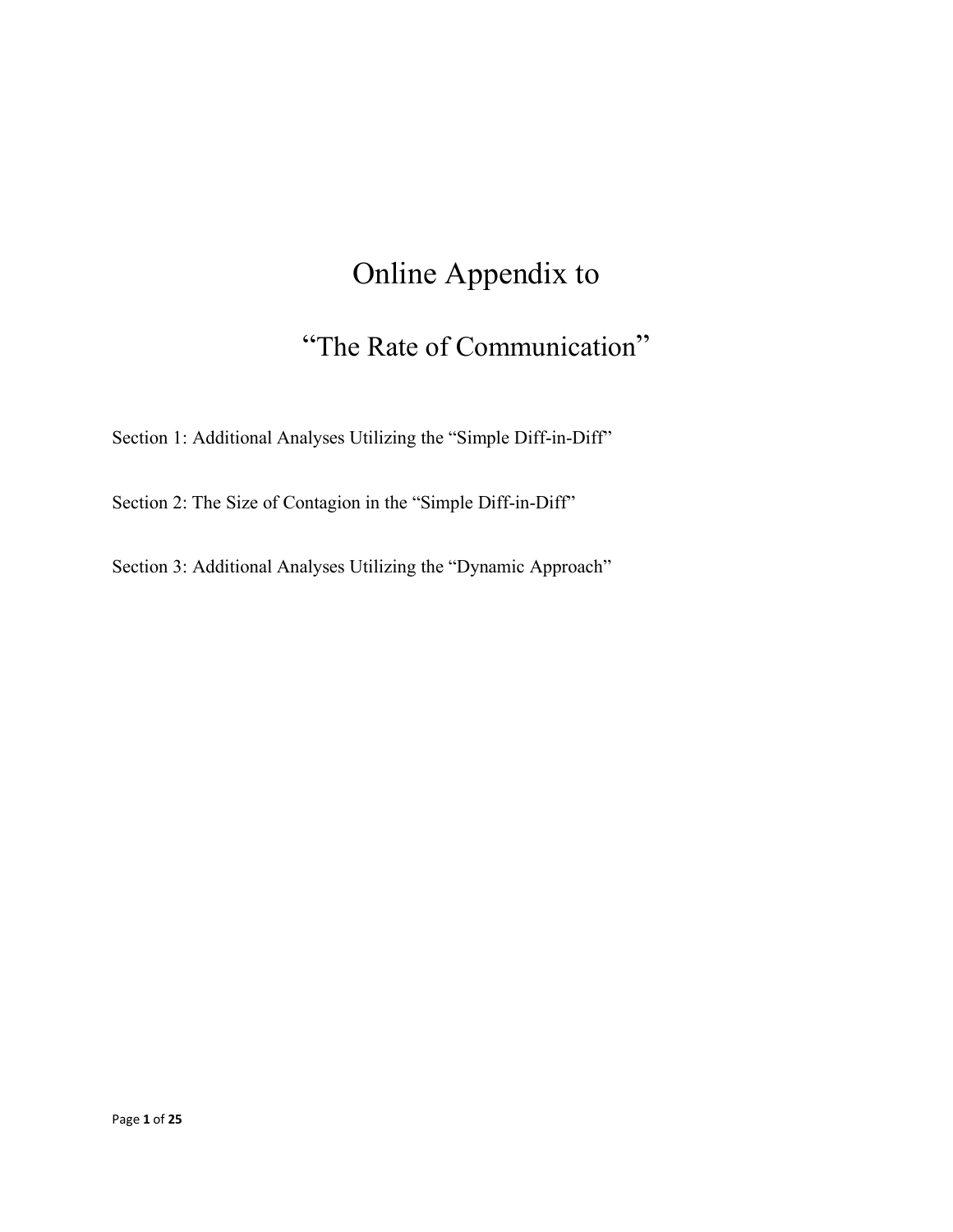# Online Appendix to

## "The Rate of Communication"

Section 1: Additional Analyses Utilizing the "Simple Diff-in-Diff"

Section 2: The Size of Contagion in the "Simple Diff-in-Diff"

Section 3: Additional Analyses Utilizing the "Dynamic Approach"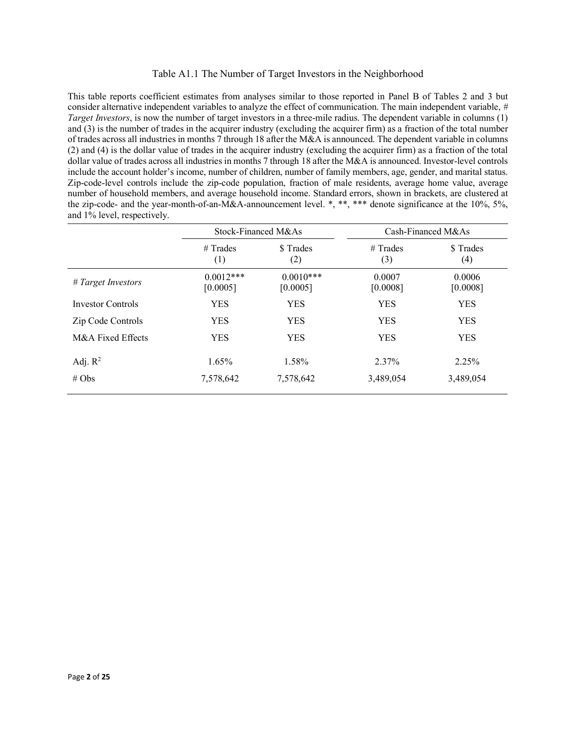Table A1.1 The Number of Target Investors in the Neighborhood

This table reports coefficient estimates from analyses similar to those reported in Panel B of Tables 2 and 3 but consider alternative independent variables to analyze the effect of communication. The main independent variable, *# Target Investors*, is now the number of target investors in a three-mile radius. The dependent variable in columns (1) and (3) is the number of trades in the acquirer industry (excluding the acquirer firm) as a fraction of the total number of trades across all industries in months 7 through 18 after the M&A is announced. The dependent variable in columns (2) and (4) is the dollar value of trades in the acquirer industry (excluding the acquirer firm) as a fraction of the total dollar value of trades across all industries in months 7 through 18 after the M&A is announced. Investor-level controls include the account holder's income, number of children, number of family members, age, gender, and marital status. Zip-code-level controls include the zip-code population, fraction of male residents, average home value, average number of household members, and average household income. Standard errors, shown in brackets, are clustered at the zip-code- and the year-month-of-an-M&A-announcement level. *, **, *** denote significance at the 10%, 5%, and 1% level, respectively.

| | Stock-Financed M&As | | Cash-Financed M&As | |
|---|---|---|---|---|
| | # Trades (1) | $ Trades (2) | # Trades (3) | $ Trades (4) |
| *# Target Investors* | 0.0012*** [0.0005] | 0.0010*** [0.0005] | 0.0007 [0.0008] | 0.0006 [0.0008] |
| Investor Controls | YES | YES | YES | YES |
| Zip Code Controls | YES | YES | YES | YES |
| M&A Fixed Effects | YES | YES | YES | YES |
| Adj. $R^2$ | 1.65% | 1.58% | 2.37% | 2.25% |
| # Obs | 7,578,642 | 7,578,642 | 3,489,054 | 3,489,054 |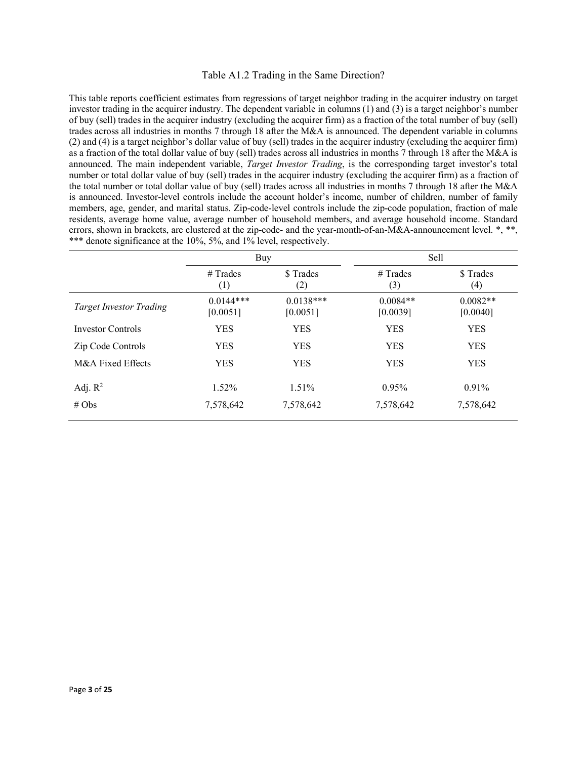Table A1.2 Trading in the Same Direction?

This table reports coefficient estimates from regressions of target neighbor trading in the acquirer industry on target investor trading in the acquirer industry. The dependent variable in columns (1) and (3) is a target neighbor's number of buy (sell) trades in the acquirer industry (excluding the acquirer firm) as a fraction of the total number of buy (sell) trades across all industries in months 7 through 18 after the M&A is announced. The dependent variable in columns (2) and (4) is a target neighbor's dollar value of buy (sell) trades in the acquirer industry (excluding the acquirer firm) as a fraction of the total dollar value of buy (sell) trades across all industries in months 7 through 18 after the M&A is announced. The main independent variable, *Target Investor Trading*, is the corresponding target investor's total number or total dollar value of buy (sell) trades in the acquirer industry (excluding the acquirer firm) as a fraction of the total number or total dollar value of buy (sell) trades across all industries in months 7 through 18 after the M&A is announced. Investor-level controls include the account holder's income, number of children, number of family members, age, gender, and marital status. Zip-code-level controls include the zip-code population, fraction of male residents, average home value, average number of household members, and average household income. Standard errors, shown in brackets, are clustered at the zip-code- and the year-month-of-an-M&A-announcement level. *, **, *** denote significance at the 10%, 5%, and 1% level, respectively.

| | Buy | | Sell | |
|---|---|---|---|---|
| | # Trades (1) | $ Trades (2) | # Trades (3) | $ Trades (4) |
| *Target Investor Trading* | 0.0144*** [0.0051] | 0.0138*** [0.0051] | 0.0084** [0.0039] | 0.0082** [0.0040] |
| Investor Controls | YES | YES | YES | YES |
| Zip Code Controls | YES | YES | YES | YES |
| M&A Fixed Effects | YES | YES | YES | YES |
| Adj. $R^2$ | 1.52% | 1.51% | 0.95% | 0.91% |
| # Obs | 7,578,642 | 7,578,642 | 7,578,642 | 7,578,642 |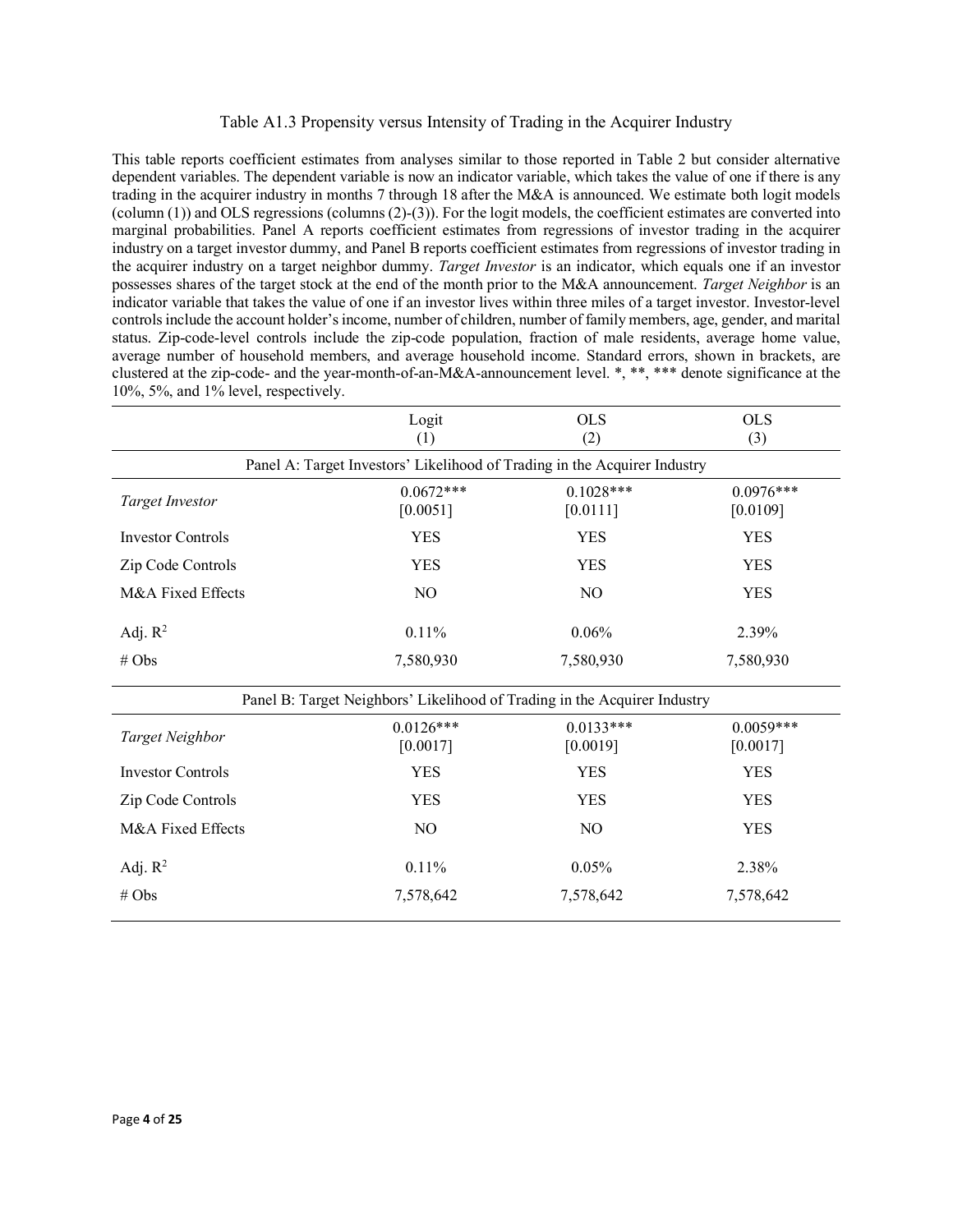Table A1.3 Propensity versus Intensity of Trading in the Acquirer Industry

This table reports coefficient estimates from analyses similar to those reported in Table 2 but consider alternative dependent variables. The dependent variable is now an indicator variable, which takes the value of one if there is any trading in the acquirer industry in months 7 through 18 after the M&A is announced. We estimate both logit models (column (1)) and OLS regressions (columns (2)-(3)). For the logit models, the coefficient estimates are converted into marginal probabilities. Panel A reports coefficient estimates from regressions of investor trading in the acquirer industry on a target investor dummy, and Panel B reports coefficient estimates from regressions of investor trading in the acquirer industry on a target neighbor dummy. *Target Investor* is an indicator, which equals one if an investor possesses shares of the target stock at the end of the month prior to the M&A announcement. *Target Neighbor* is an indicator variable that takes the value of one if an investor lives within three miles of a target investor. Investor-level controls include the account holder's income, number of children, number of family members, age, gender, and marital status. Zip-code-level controls include the zip-code population, fraction of male residents, average home value, average number of household members, and average household income. Standard errors, shown in brackets, are clustered at the zip-code- and the year-month-of-an-M&A-announcement level. *, **, *** denote significance at the 10%, 5%, and 1% level, respectively.

| | Logit (1) | OLS (2) | OLS (3) |
|---|---|---|---|
| Panel A: Target Investors' Likelihood of Trading in the Acquirer Industry | | | |
| *Target Investor* | 0.0672***<br>[0.0051] | 0.1028***<br>[0.0111] | 0.0976***<br>[0.0109] |
| Investor Controls | YES | YES | YES |
| Zip Code Controls | YES | YES | YES |
| M&A Fixed Effects | NO | NO | YES |
| Adj. $R^2$ | 0.11% | 0.06% | 2.39% |
| # Obs | 7,580,930 | 7,580,930 | 7,580,930 |
| Panel B: Target Neighbors' Likelihood of Trading in the Acquirer Industry | | | |
| *Target Neighbor* | 0.0126***<br>[0.0017] | 0.0133***<br>[0.0019] | 0.0059***<br>[0.0017] |
| Investor Controls | YES | YES | YES |
| Zip Code Controls | YES | YES | YES |
| M&A Fixed Effects | NO | NO | YES |
| Adj. $R^2$ | 0.11% | 0.05% | 2.38% |
| # Obs | 7,578,642 | 7,578,642 | 7,578,642 |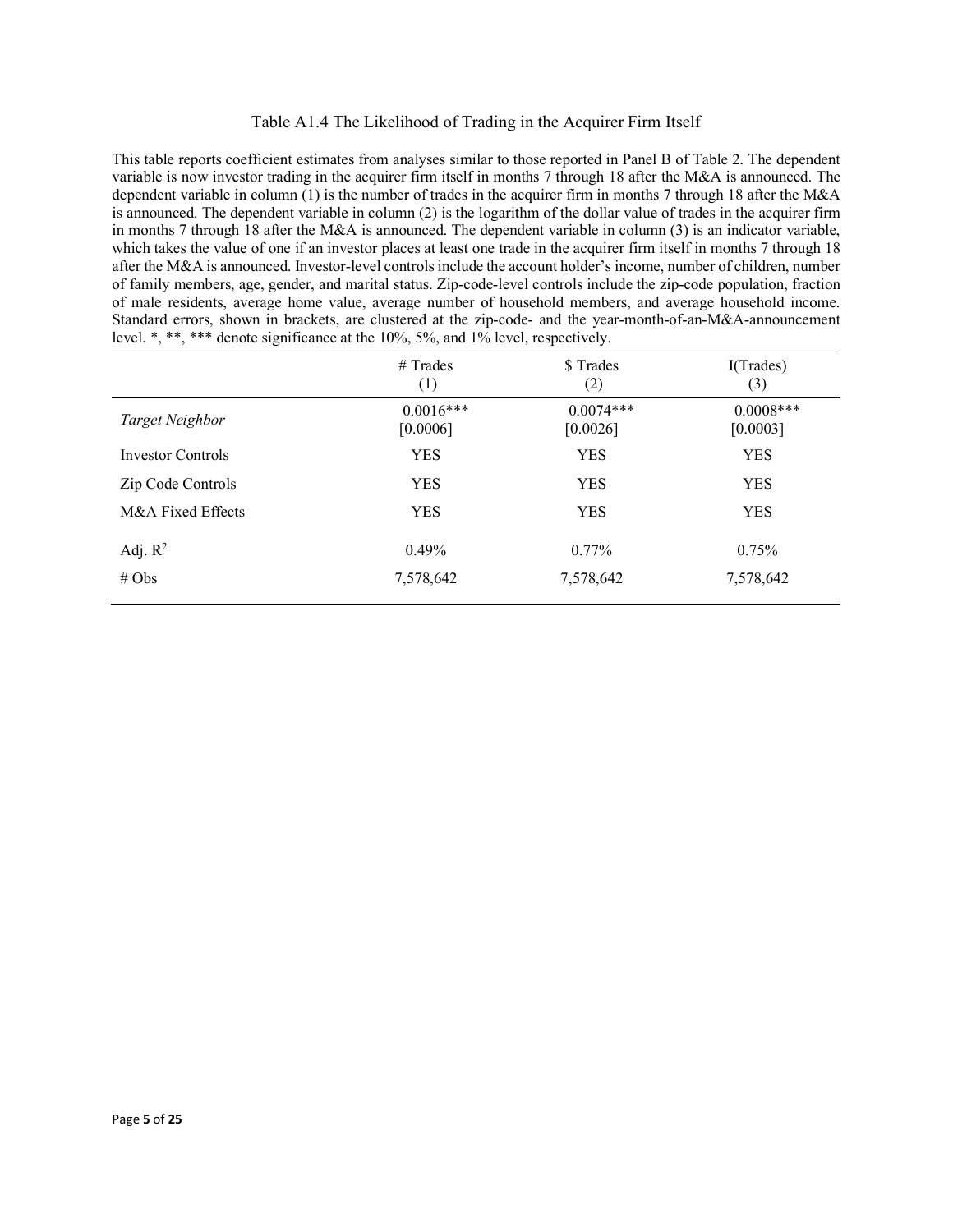# Table A1.4 The Likelihood of Trading in the Acquirer Firm Itself

This table reports coefficient estimates from analyses similar to those reported in Panel B of Table 2. The dependent variable is now investor trading in the acquirer firm itself in months 7 through 18 after the M&A is announced. The dependent variable in column (1) is the number of trades in the acquirer firm in months 7 through 18 after the M&A is announced. The dependent variable in column (2) is the logarithm of the dollar value of trades in the acquirer firm in months 7 through 18 after the M&A is announced. The dependent variable in column (3) is an indicator variable, which takes the value of one if an investor places at least one trade in the acquirer firm itself in months 7 through 18 after the M&A is announced. Investor-level controls include the account holder's income, number of children, number of family members, age, gender, and marital status. Zip-code-level controls include the zip-code population, fraction of male residents, average home value, average number of household members, and average household income. Standard errors, shown in brackets, are clustered at the zip-code- and the year-month-of-an-M&A-announcement level. *, **, *** denote significance at the 10%, 5%, and 1% level, respectively.

| | # Trades<br>(1) | $ Trades<br>(2) | I(Trades)<br>(3) |
|---|---|---|---|
| *Target Neighbor* | 0.0016***<br>[0.0006] | 0.0074***<br>[0.0026] | 0.0008***<br>[0.0003] |
| Investor Controls | YES | YES | YES |
| Zip Code Controls | YES | YES | YES |
| M&A Fixed Effects | YES | YES | YES |
| Adj. $R^2$ | 0.49% | 0.77% | 0.75% |
| # Obs | 7,578,642 | 7,578,642 | 7,578,642 |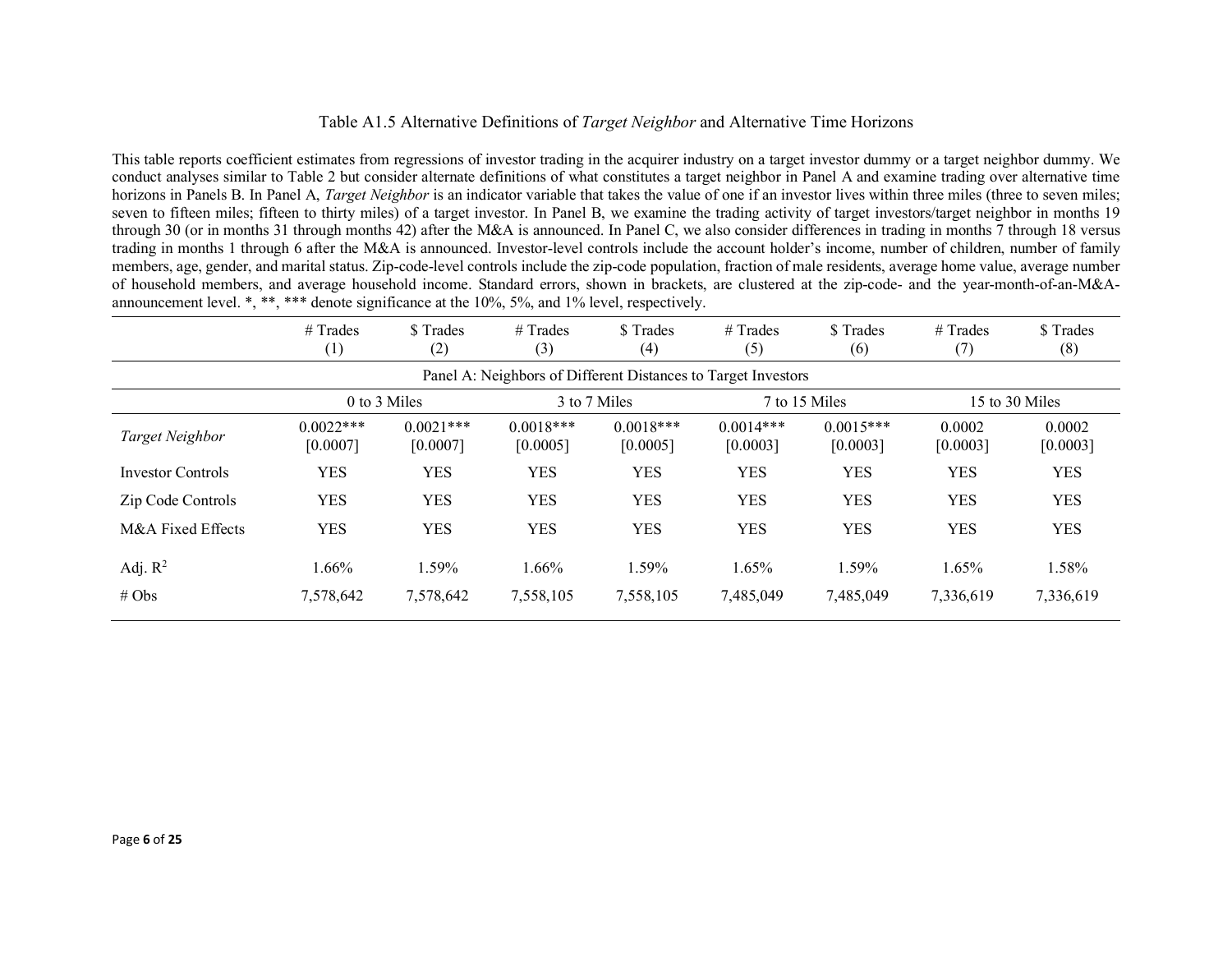## Table A1.5 Alternative Definitions of *Target Neighbor* and Alternative Time Horizons

This table reports coefficient estimates from regressions of investor trading in the acquirer industry on a target investor dummy or a target neighbor dummy. We conduct analyses similar to Table 2 but consider alternate definitions of what constitutes a target neighbor in Panel A and examine trading over alternative time horizons in Panels B. In Panel A, *Target Neighbor* is an indicator variable that takes the value of one if an investor lives within three miles (three to seven miles; seven to fifteen miles; fifteen to thirty miles) of a target investor. In Panel B, we examine the trading activity of target investors/target neighbor in months 19 through 30 (or in months 31 through months 42) after the M&A is announced. In Panel C, we also consider differences in trading in months 7 through 18 versus trading in months 1 through 6 after the M&A is announced. Investor-level controls include the account holder's income, number of children, number of family members, age, gender, and marital status. Zip-code-level controls include the zip-code population, fraction of male residents, average home value, average number of household members, and average household income. Standard errors, shown in brackets, are clustered at the zip-code- and the year-month-of-an-M&A-announcement level. *, **, *** denote significance at the 10%, 5%, and 1% level, respectively.

| | # Trades (1) | $ Trades (2) | # Trades (3) | $ Trades (4) | # Trades (5) | $ Trades (6) | # Trades (7) | $ Trades (8) |
|---|---|---|---|---|---|---|---|---|
| **Panel A: Neighbors of Different Distances to Target Investors** | | | | | | | | |
| | 0 to 3 Miles | | 3 to 7 Miles | | 7 to 15 Miles | | 15 to 30 Miles | |
| *Target Neighbor* | 0.0022*** [0.0007] | 0.0021*** [0.0007] | 0.0018*** [0.0005] | 0.0018*** [0.0005] | 0.0014*** [0.0003] | 0.0015*** [0.0003] | 0.0002 [0.0003] | 0.0002 [0.0003] |
| Investor Controls | YES | YES | YES | YES | YES | YES | YES | YES |
| Zip Code Controls | YES | YES | YES | YES | YES | YES | YES | YES |
| M&A Fixed Effects | YES | YES | YES | YES | YES | YES | YES | YES |
| Adj. $R^2$ | 1.66% | 1.59% | 1.66% | 1.59% | 1.65% | 1.59% | 1.65% | 1.58% |
| # Obs | 7,578,642 | 7,578,642 | 7,558,105 | 7,558,105 | 7,485,049 | 7,485,049 | 7,336,619 | 7,336,619 |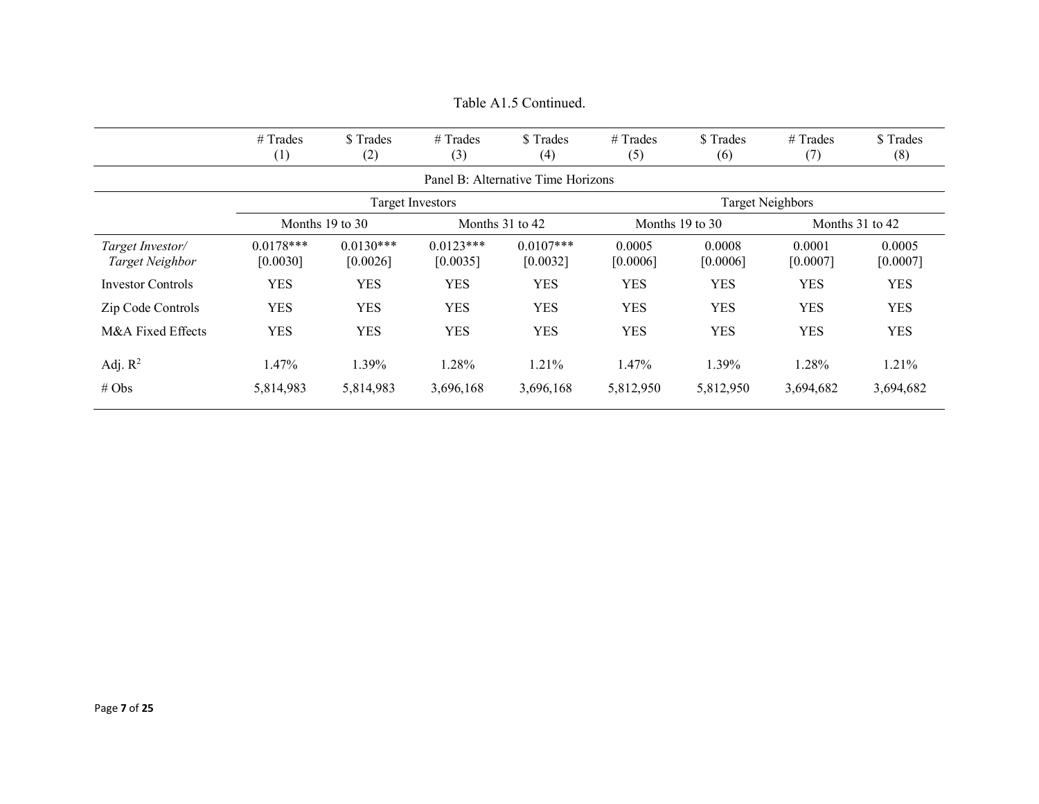Table A1.5 Continued.

| | # Trades<br>(1) | $ Trades<br>(2) | # Trades<br>(3) | $ Trades<br>(4) | # Trades<br>(5) | $ Trades<br>(6) | # Trades<br>(7) | $ Trades<br>(8) |
|---|---|---|---|---|---|---|---|---|
| | Panel B: Alternative Time Horizons | | | | | | | |
| | Target Investors | | | | Target Neighbors | | | |
| | Months 19 to 30 | | Months 31 to 42 | | Months 19 to 30 | | Months 31 to 42 | |
| *Target Investor/ Target Neighbor* | 0.0178***<br>[0.0030] | 0.0130***<br>[0.0026] | 0.0123***<br>[0.0035] | 0.0107***<br>[0.0032] | 0.0005<br>[0.0006] | 0.0008<br>[0.0006] | 0.0001<br>[0.0007] | 0.0005<br>[0.0007] |
| Investor Controls | YES | YES | YES | YES | YES | YES | YES | YES |
| Zip Code Controls | YES | YES | YES | YES | YES | YES | YES | YES |
| M&A Fixed Effects | YES | YES | YES | YES | YES | YES | YES | YES |
| Adj. $R^2$ | 1.47% | 1.39% | 1.28% | 1.21% | 1.47% | 1.39% | 1.28% | 1.21% |
| # Obs | 5,814,983 | 5,814,983 | 3,696,168 | 3,696,168 | 5,812,950 | 5,812,950 | 3,694,682 | 3,694,682 |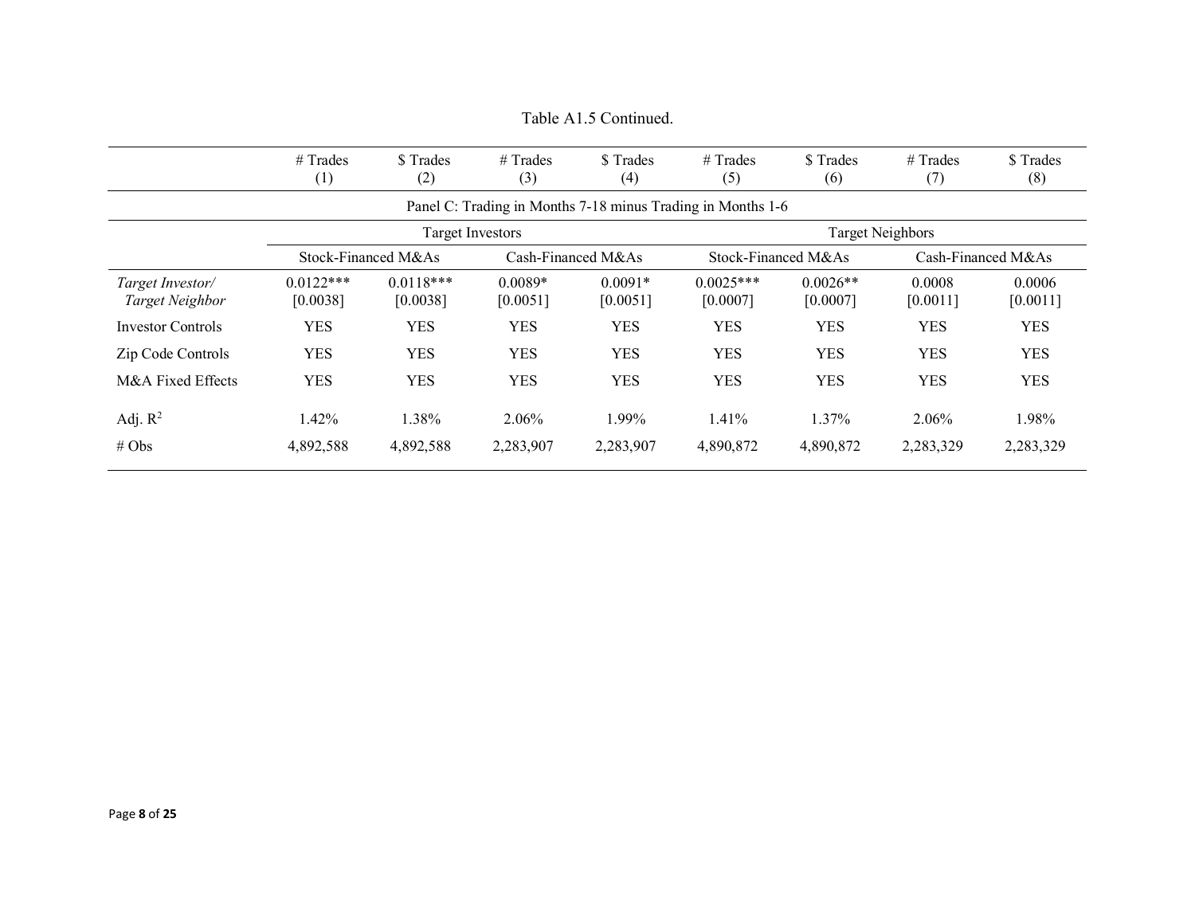Table A1.5 Continued.

| | # Trades (1) | $ Trades (2) | # Trades (3) | $ Trades (4) | # Trades (5) | $ Trades (6) | # Trades (7) | $ Trades (8) |
|---|---|---|---|---|---|---|---|---|
| | Panel C: Trading in Months 7-18 minus Trading in Months 1-6 | | | | | | | |
| | Target Investors | | | | Target Neighbors | | | |
| | Stock-Financed M&As | | Cash-Financed M&As | | Stock-Financed M&As | | Cash-Financed M&As | |
| *Target Investor/ Target Neighbor* | 0.0122*** [0.0038] | 0.0118*** [0.0038] | 0.0089* [0.0051] | 0.0091* [0.0051] | 0.0025*** [0.0007] | 0.0026** [0.0007] | 0.0008 [0.0011] | 0.0006 [0.0011] |
| Investor Controls | YES | YES | YES | YES | YES | YES | YES | YES |
| Zip Code Controls | YES | YES | YES | YES | YES | YES | YES | YES |
| M&A Fixed Effects | YES | YES | YES | YES | YES | YES | YES | YES |
| Adj. $R^2$ | 1.42% | 1.38% | 2.06% | 1.99% | 1.41% | 1.37% | 2.06% | 1.98% |
| # Obs | 4,892,588 | 4,892,588 | 2,283,907 | 2,283,907 | 4,890,872 | 4,890,872 | 2,283,329 | 2,283,329 |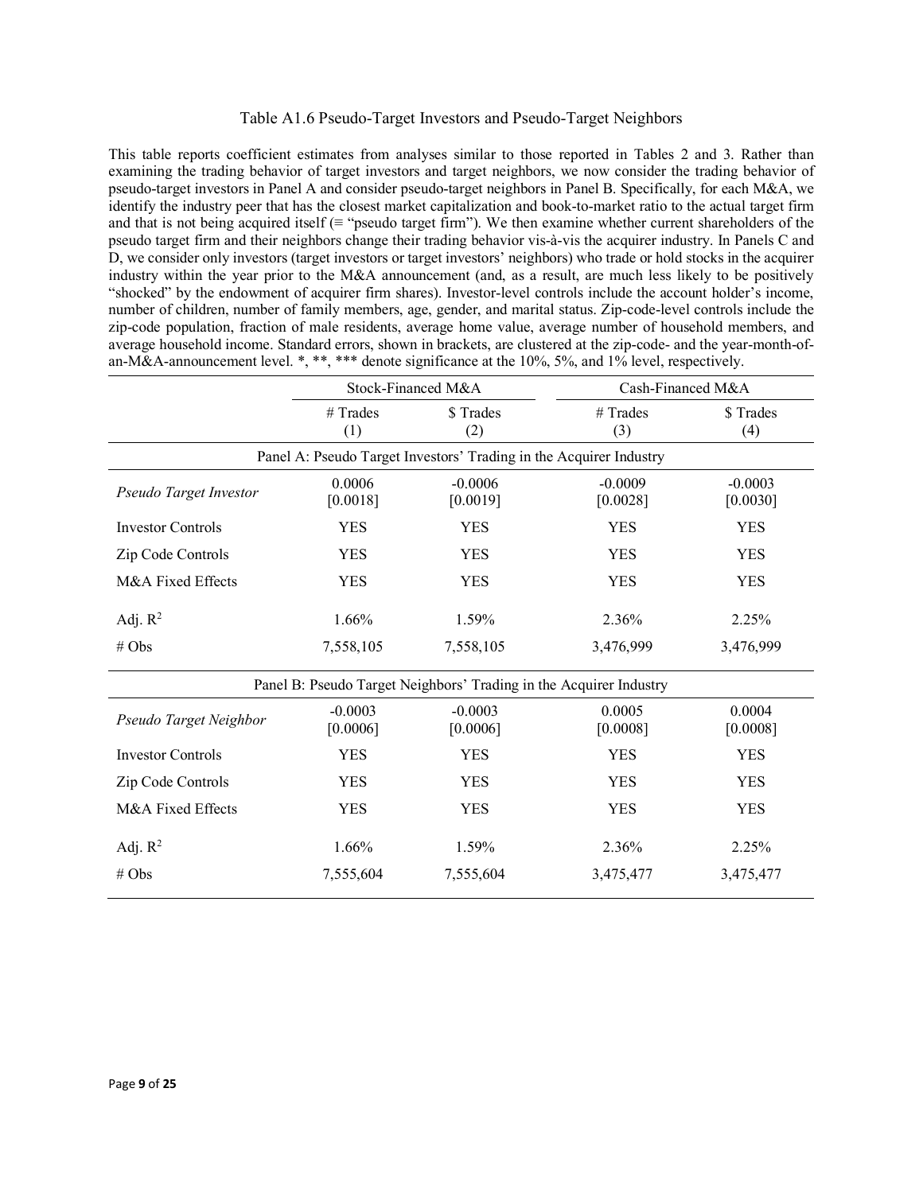Table A1.6 Pseudo-Target Investors and Pseudo-Target Neighbors

This table reports coefficient estimates from analyses similar to those reported in Tables 2 and 3. Rather than examining the trading behavior of target investors and target neighbors, we now consider the trading behavior of pseudo-target investors in Panel A and consider pseudo-target neighbors in Panel B. Specifically, for each M&A, we identify the industry peer that has the closest market capitalization and book-to-market ratio to the actual target firm and that is not being acquired itself (≡ "pseudo target firm"). We then examine whether current shareholders of the pseudo target firm and their neighbors change their trading behavior vis-à-vis the acquirer industry. In Panels C and D, we consider only investors (target investors or target investors' neighbors) who trade or hold stocks in the acquirer industry within the year prior to the M&A announcement (and, as a result, are much less likely to be positively "shocked" by the endowment of acquirer firm shares). Investor-level controls include the account holder's income, number of children, number of family members, age, gender, and marital status. Zip-code-level controls include the zip-code population, fraction of male residents, average home value, average number of household members, and average household income. Standard errors, shown in brackets, are clustered at the zip-code- and the year-month-of-an-M&A-announcement level. *, **, *** denote significance at the 10%, 5%, and 1% level, respectively.

| | Stock-Financed M&A | | Cash-Financed M&A | |
|---|---|---|---|---|
| | # Trades (1) | \$ Trades (2) | # Trades (3) | \$ Trades (4) |
| **Panel A: Pseudo Target Investors' Trading in the Acquirer Industry** | | | | |
| *Pseudo Target Investor* | 0.0006 [0.0018] | -0.0006 [0.0019] | -0.0009 [0.0028] | -0.0003 [0.0030] |
| Investor Controls | YES | YES | YES | YES |
| Zip Code Controls | YES | YES | YES | YES |
| M&A Fixed Effects | YES | YES | YES | YES |
| Adj. $R^2$ | 1.66% | 1.59% | 2.36% | 2.25% |
| # Obs | 7,558,105 | 7,558,105 | 3,476,999 | 3,476,999 |
| **Panel B: Pseudo Target Neighbors' Trading in the Acquirer Industry** | | | | |
| *Pseudo Target Neighbor* | -0.0003 [0.0006] | -0.0003 [0.0006] | 0.0005 [0.0008] | 0.0004 [0.0008] |
| Investor Controls | YES | YES | YES | YES |
| Zip Code Controls | YES | YES | YES | YES |
| M&A Fixed Effects | YES | YES | YES | YES |
| Adj. $R^2$ | 1.66% | 1.59% | 2.36% | 2.25% |
| # Obs | 7,555,604 | 7,555,604 | 3,475,477 | 3,475,477 |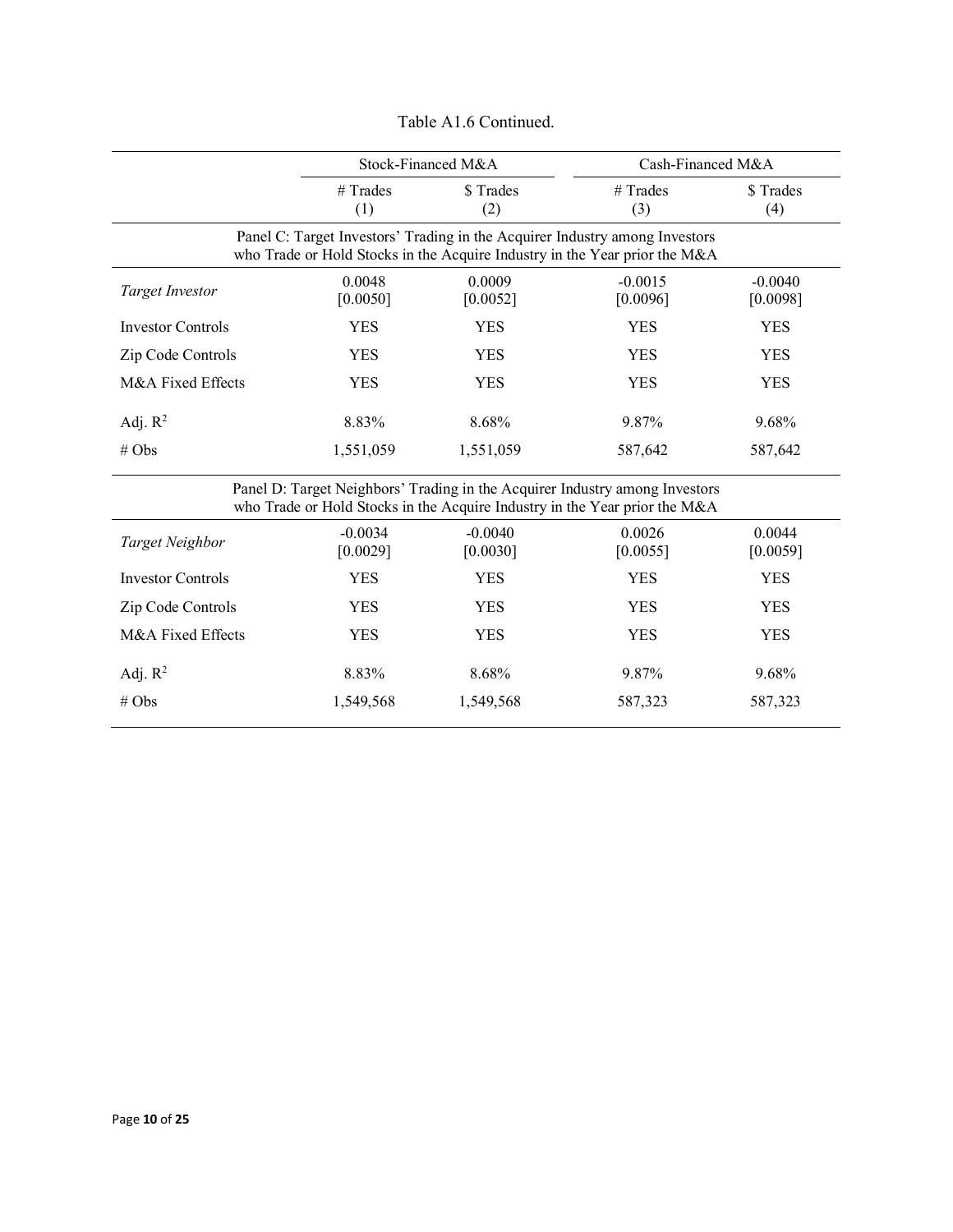Table A1.6 Continued.

| | Stock-Financed M&A | | Cash-Financed M&A | |
|---|---|---|---|---|
| | # Trades (1) | $ Trades (2) | # Trades (3) | $ Trades (4) |
| Panel C: Target Investors' Trading in the Acquirer Industry among Investors who Trade or Hold Stocks in the Acquire Industry in the Year prior the M&A | | | | |
| *Target Investor* | 0.0048 [0.0050] | 0.0009 [0.0052] | -0.0015 [0.0096] | -0.0040 [0.0098] |
| Investor Controls | YES | YES | YES | YES |
| Zip Code Controls | YES | YES | YES | YES |
| M&A Fixed Effects | YES | YES | YES | YES |
| Adj. $R^2$ | 8.83% | 8.68% | 9.87% | 9.68% |
| # Obs | 1,551,059 | 1,551,059 | 587,642 | 587,642 |
| Panel D: Target Neighbors' Trading in the Acquirer Industry among Investors who Trade or Hold Stocks in the Acquire Industry in the Year prior the M&A | | | | |
| *Target Neighbor* | -0.0034 [0.0029] | -0.0040 [0.0030] | 0.0026 [0.0055] | 0.0044 [0.0059] |
| Investor Controls | YES | YES | YES | YES |
| Zip Code Controls | YES | YES | YES | YES |
| M&A Fixed Effects | YES | YES | YES | YES |
| Adj. $R^2$ | 8.83% | 8.68% | 9.87% | 9.68% |
| # Obs | 1,549,568 | 1,549,568 | 587,323 | 587,323 |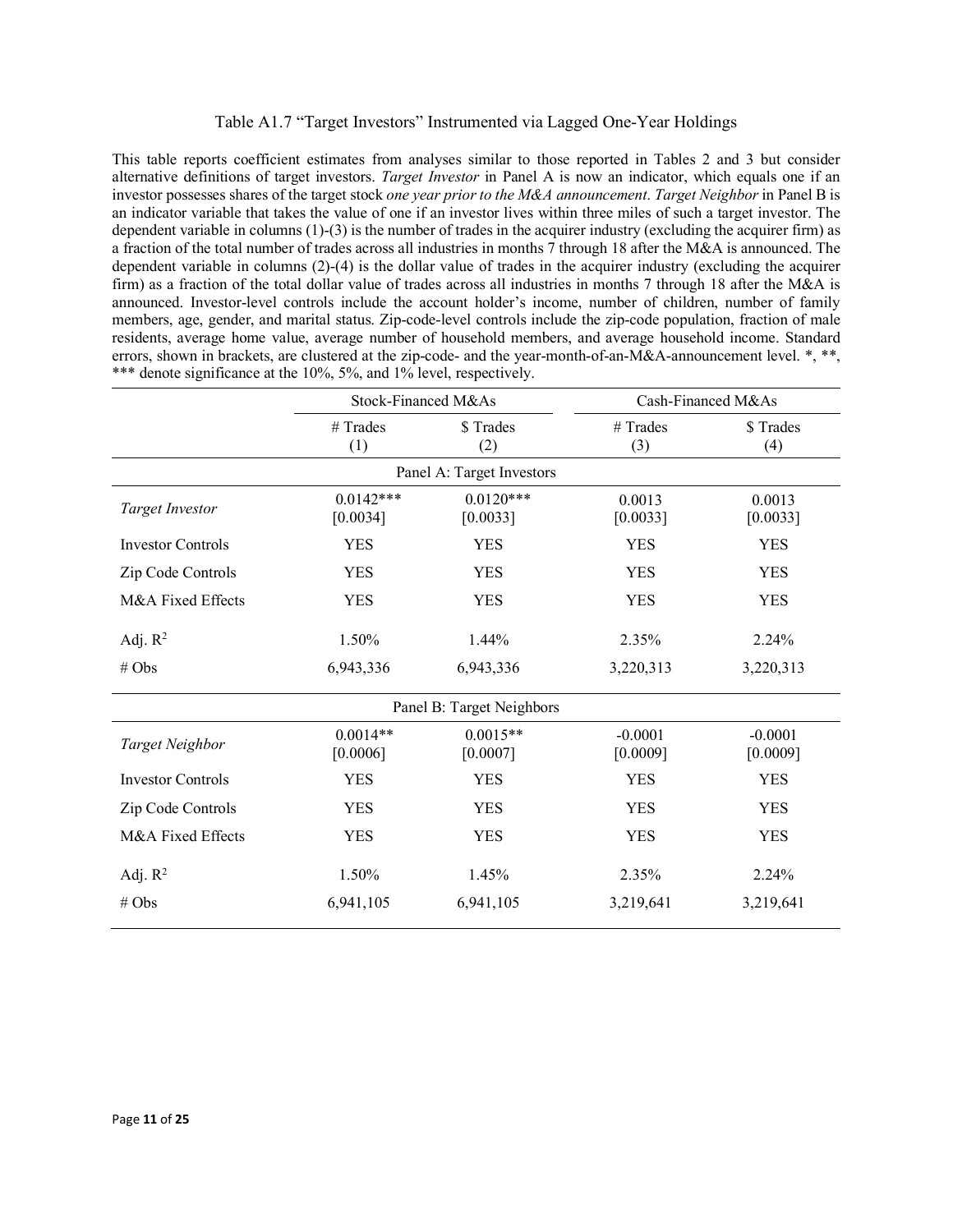Table A1.7 "Target Investors" Instrumented via Lagged One-Year Holdings

This table reports coefficient estimates from analyses similar to those reported in Tables 2 and 3 but consider alternative definitions of target investors. *Target Investor* in Panel A is now an indicator, which equals one if an investor possesses shares of the target stock *one year prior to the M&A announcement*. *Target Neighbor* in Panel B is an indicator variable that takes the value of one if an investor lives within three miles of such a target investor. The dependent variable in columns (1)-(3) is the number of trades in the acquirer industry (excluding the acquirer firm) as a fraction of the total number of trades across all industries in months 7 through 18 after the M&A is announced. The dependent variable in columns (2)-(4) is the dollar value of trades in the acquirer industry (excluding the acquirer firm) as a fraction of the total dollar value of trades across all industries in months 7 through 18 after the M&A is announced. Investor-level controls include the account holder's income, number of children, number of family members, age, gender, and marital status. Zip-code-level controls include the zip-code population, fraction of male residents, average home value, average number of household members, and average household income. Standard errors, shown in brackets, are clustered at the zip-code- and the year-month-of-an-M&A-announcement level. *, **, *** denote significance at the 10%, 5%, and 1% level, respectively.

| | Stock-Financed M&As | | Cash-Financed M&As | |
|---|---|---|---|---|
| | # Trades (1) | $ Trades (2) | # Trades (3) | $ Trades (4) |
| **Panel A: Target Investors** | | | | |
| *Target Investor* | 0.0142*** [0.0034] | 0.0120*** [0.0033] | 0.0013 [0.0033] | 0.0013 [0.0033] |
| Investor Controls | YES | YES | YES | YES |
| Zip Code Controls | YES | YES | YES | YES |
| M&A Fixed Effects | YES | YES | YES | YES |
| Adj. $R^2$ | 1.50% | 1.44% | 2.35% | 2.24% |
| # Obs | 6,943,336 | 6,943,336 | 3,220,313 | 3,220,313 |
| **Panel B: Target Neighbors** | | | | |
| *Target Neighbor* | 0.0014** [0.0006] | 0.0015** [0.0007] | -0.0001 [0.0009] | -0.0001 [0.0009] |
| Investor Controls | YES | YES | YES | YES |
| Zip Code Controls | YES | YES | YES | YES |
| M&A Fixed Effects | YES | YES | YES | YES |
| Adj. $R^2$ | 1.50% | 1.45% | 2.35% | 2.24% |
| # Obs | 6,941,105 | 6,941,105 | 3,219,641 | 3,219,641 |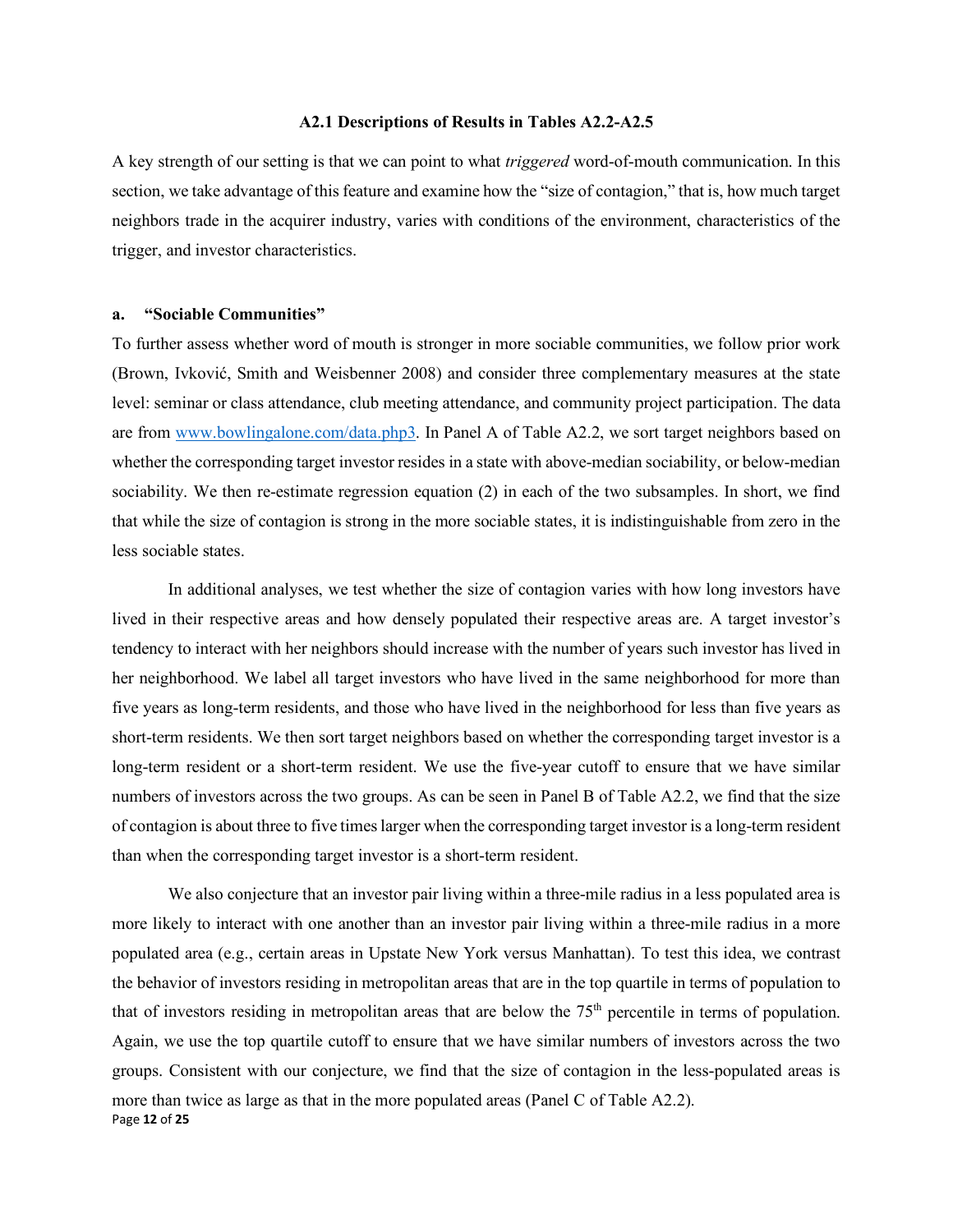### A2.1 Descriptions of Results in Tables A2.2-A2.5

A key strength of our setting is that we can point to what *triggered* word-of-mouth communication. In this section, we take advantage of this feature and examine how the "size of contagion," that is, how much target neighbors trade in the acquirer industry, varies with conditions of the environment, characteristics of the trigger, and investor characteristics.

#### a. "Sociable Communities"

To further assess whether word of mouth is stronger in more sociable communities, we follow prior work (Brown, Ivković, Smith and Weisbenner 2008) and consider three complementary measures at the state level: seminar or class attendance, club meeting attendance, and community project participation. The data are from www.bowlingalone.com/data.php3. In Panel A of Table A2.2, we sort target neighbors based on whether the corresponding target investor resides in a state with above-median sociability, or below-median sociability. We then re-estimate regression equation (2) in each of the two subsamples. In short, we find that while the size of contagion is strong in the more sociable states, it is indistinguishable from zero in the less sociable states.

In additional analyses, we test whether the size of contagion varies with how long investors have lived in their respective areas and how densely populated their respective areas are. A target investor's tendency to interact with her neighbors should increase with the number of years such investor has lived in her neighborhood. We label all target investors who have lived in the same neighborhood for more than five years as long-term residents, and those who have lived in the neighborhood for less than five years as short-term residents. We then sort target neighbors based on whether the corresponding target investor is a long-term resident or a short-term resident. We use the five-year cutoff to ensure that we have similar numbers of investors across the two groups. As can be seen in Panel B of Table A2.2, we find that the size of contagion is about three to five times larger when the corresponding target investor is a long-term resident than when the corresponding target investor is a short-term resident.

We also conjecture that an investor pair living within a three-mile radius in a less populated area is more likely to interact with one another than an investor pair living within a three-mile radius in a more populated area (e.g., certain areas in Upstate New York versus Manhattan). To test this idea, we contrast the behavior of investors residing in metropolitan areas that are in the top quartile in terms of population to that of investors residing in metropolitan areas that are below the 75th percentile in terms of population. Again, we use the top quartile cutoff to ensure that we have similar numbers of investors across the two groups. Consistent with our conjecture, we find that the size of contagion in the less-populated areas is more than twice as large as that in the more populated areas (Panel C of Table A2.2).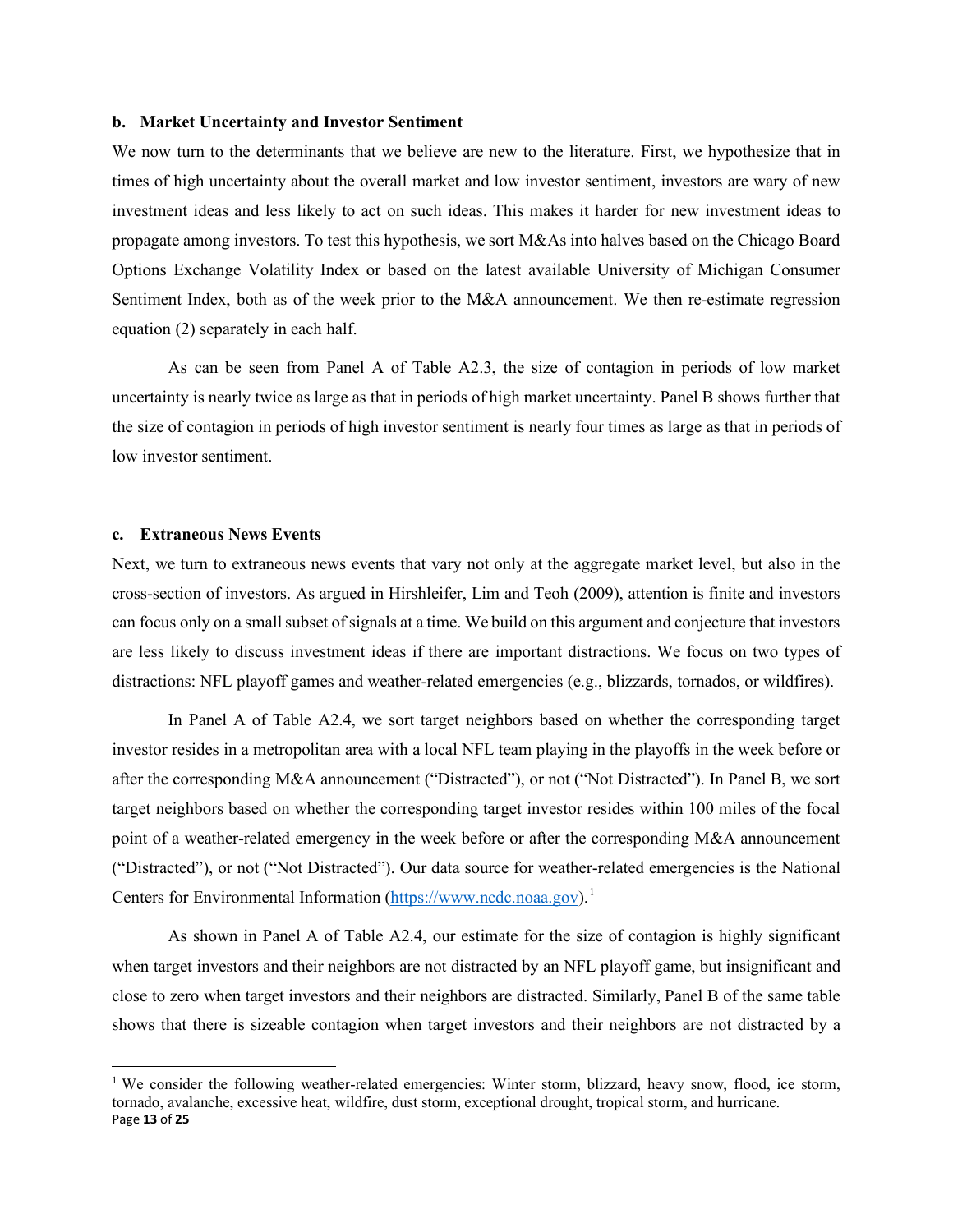### b. Market Uncertainty and Investor Sentiment

We now turn to the determinants that we believe are new to the literature. First, we hypothesize that in times of high uncertainty about the overall market and low investor sentiment, investors are wary of new investment ideas and less likely to act on such ideas. This makes it harder for new investment ideas to propagate among investors. To test this hypothesis, we sort M&As into halves based on the Chicago Board Options Exchange Volatility Index or based on the latest available University of Michigan Consumer Sentiment Index, both as of the week prior to the M&A announcement. We then re-estimate regression equation (2) separately in each half.

As can be seen from Panel A of Table A2.3, the size of contagion in periods of low market uncertainty is nearly twice as large as that in periods of high market uncertainty. Panel B shows further that the size of contagion in periods of high investor sentiment is nearly four times as large as that in periods of low investor sentiment.

### c. Extraneous News Events

Next, we turn to extraneous news events that vary not only at the aggregate market level, but also in the cross-section of investors. As argued in Hirshleifer, Lim and Teoh (2009), attention is finite and investors can focus only on a small subset of signals at a time. We build on this argument and conjecture that investors are less likely to discuss investment ideas if there are important distractions. We focus on two types of distractions: NFL playoff games and weather-related emergencies (e.g., blizzards, tornados, or wildfires).

In Panel A of Table A2.4, we sort target neighbors based on whether the corresponding target investor resides in a metropolitan area with a local NFL team playing in the playoffs in the week before or after the corresponding M&A announcement ("Distracted"), or not ("Not Distracted"). In Panel B, we sort target neighbors based on whether the corresponding target investor resides within 100 miles of the focal point of a weather-related emergency in the week before or after the corresponding M&A announcement ("Distracted"), or not ("Not Distracted"). Our data source for weather-related emergencies is the National Centers for Environmental Information (https://www.ncdc.noaa.gov).[1]

As shown in Panel A of Table A2.4, our estimate for the size of contagion is highly significant when target investors and their neighbors are not distracted by an NFL playoff game, but insignificant and close to zero when target investors and their neighbors are distracted. Similarly, Panel B of the same table shows that there is sizeable contagion when target investors and their neighbors are not distracted by a

[1] We consider the following weather-related emergencies: Winter storm, blizzard, heavy snow, flood, ice storm, tornado, avalanche, excessive heat, wildfire, dust storm, exceptional drought, tropical storm, and hurricane.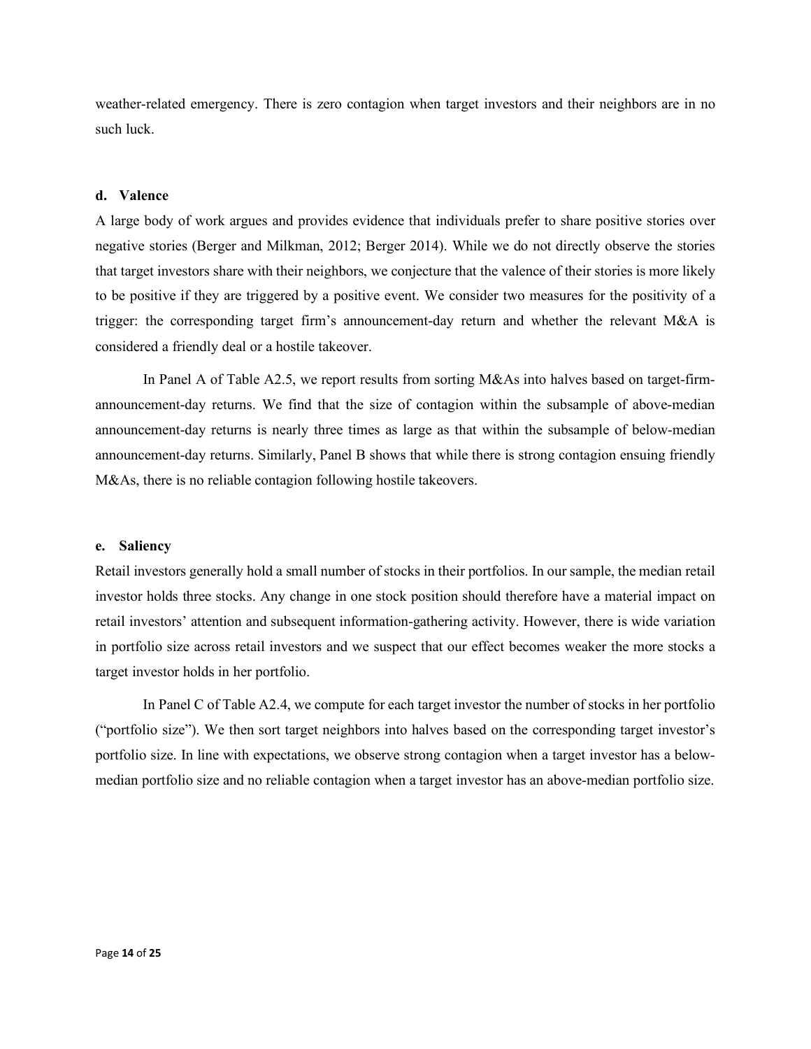weather-related emergency. There is zero contagion when target investors and their neighbors are in no such luck.

### d. Valence

A large body of work argues and provides evidence that individuals prefer to share positive stories over negative stories (Berger and Milkman, 2012; Berger 2014). While we do not directly observe the stories that target investors share with their neighbors, we conjecture that the valence of their stories is more likely to be positive if they are triggered by a positive event. We consider two measures for the positivity of a trigger: the corresponding target firm's announcement-day return and whether the relevant M&A is considered a friendly deal or a hostile takeover.

In Panel A of Table A2.5, we report results from sorting M&As into halves based on target-firm-announcement-day returns. We find that the size of contagion within the subsample of above-median announcement-day returns is nearly three times as large as that within the subsample of below-median announcement-day returns. Similarly, Panel B shows that while there is strong contagion ensuing friendly M&As, there is no reliable contagion following hostile takeovers.

### e. Saliency

Retail investors generally hold a small number of stocks in their portfolios. In our sample, the median retail investor holds three stocks. Any change in one stock position should therefore have a material impact on retail investors' attention and subsequent information-gathering activity. However, there is wide variation in portfolio size across retail investors and we suspect that our effect becomes weaker the more stocks a target investor holds in her portfolio.

In Panel C of Table A2.4, we compute for each target investor the number of stocks in her portfolio ("portfolio size"). We then sort target neighbors into halves based on the corresponding target investor's portfolio size. In line with expectations, we observe strong contagion when a target investor has a below-median portfolio size and no reliable contagion when a target investor has an above-median portfolio size.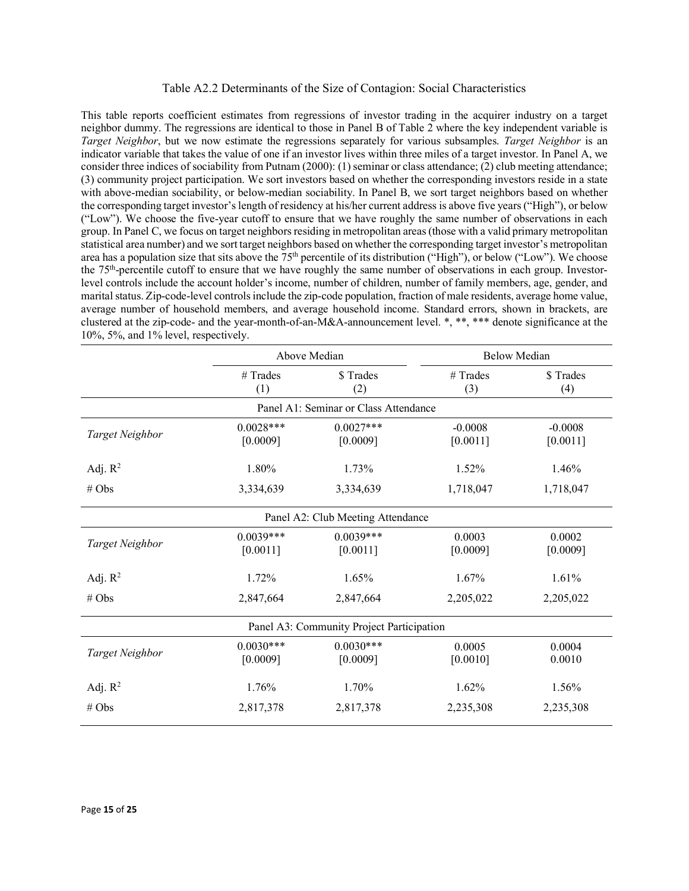Table A2.2 Determinants of the Size of Contagion: Social Characteristics

This table reports coefficient estimates from regressions of investor trading in the acquirer industry on a target neighbor dummy. The regressions are identical to those in Panel B of Table 2 where the key independent variable is *Target Neighbor*, but we now estimate the regressions separately for various subsamples. *Target Neighbor* is an indicator variable that takes the value of one if an investor lives within three miles of a target investor. In Panel A, we consider three indices of sociability from Putnam (2000): (1) seminar or class attendance; (2) club meeting attendance; (3) community project participation. We sort investors based on whether the corresponding investors reside in a state with above-median sociability, or below-median sociability. In Panel B, we sort target neighbors based on whether the corresponding target investor's length of residency at his/her current address is above five years ("High"), or below ("Low"). We choose the five-year cutoff to ensure that we have roughly the same number of observations in each group. In Panel C, we focus on target neighbors residing in metropolitan areas (those with a valid primary metropolitan statistical area number) and we sort target neighbors based on whether the corresponding target investor's metropolitan area has a population size that sits above the 75th percentile of its distribution ("High"), or below ("Low"). We choose the 75th-percentile cutoff to ensure that we have roughly the same number of observations in each group. Investor-level controls include the account holder's income, number of children, number of family members, age, gender, and marital status. Zip-code-level controls include the zip-code population, fraction of male residents, average home value, average number of household members, and average household income. Standard errors, shown in brackets, are clustered at the zip-code- and the year-month-of-an-M&A-announcement level. *, **, *** denote significance at the 10%, 5%, and 1% level, respectively.

| | Above Median | | Below Median | |
|---|---|---|---|---|
| | # Trades (1) | $ Trades (2) | # Trades (3) | $ Trades (4) |
| **Panel A1: Seminar or Class Attendance** | | | | |
| *Target Neighbor* | 0.0028*** | 0.0027*** | -0.0008 | -0.0008 |
| | [0.0009] | [0.0009] | [0.0011] | [0.0011] |
| Adj. $R^2$ | 1.80% | 1.73% | 1.52% | 1.46% |
| # Obs | 3,334,639 | 3,334,639 | 1,718,047 | 1,718,047 |
| **Panel A2: Club Meeting Attendance** | | | | |
| *Target Neighbor* | 0.0039*** | 0.0039*** | 0.0003 | 0.0002 |
| | [0.0011] | [0.0011] | [0.0009] | [0.0009] |
| Adj. $R^2$ | 1.72% | 1.65% | 1.67% | 1.61% |
| # Obs | 2,847,664 | 2,847,664 | 2,205,022 | 2,205,022 |
| **Panel A3: Community Project Participation** | | | | |
| *Target Neighbor* | 0.0030*** | 0.0030*** | 0.0005 | 0.0004 |
| | [0.0009] | [0.0009] | [0.0010] | 0.0010 |
| Adj. $R^2$ | 1.76% | 1.70% | 1.62% | 1.56% |
| # Obs | 2,817,378 | 2,817,378 | 2,235,308 | 2,235,308 |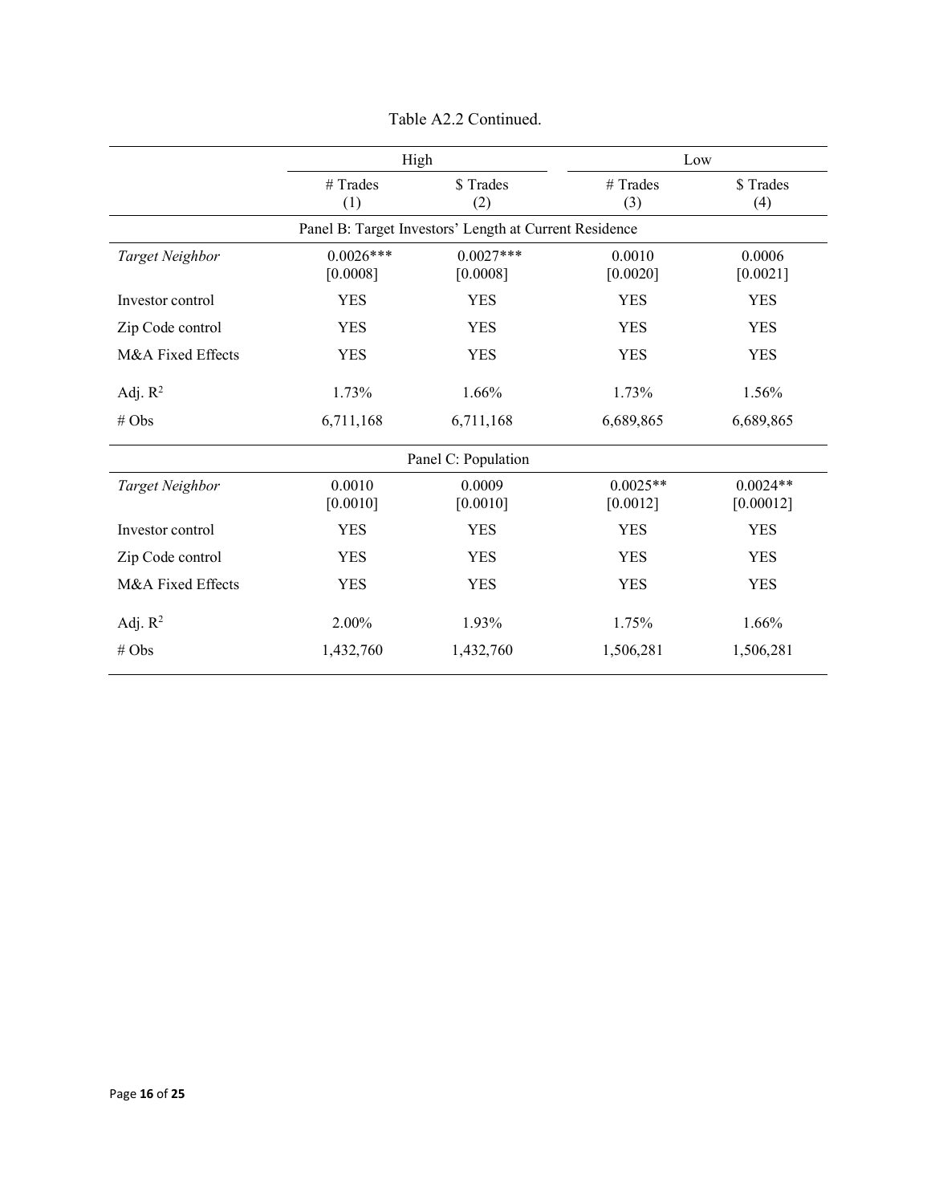Table A2.2 Continued.

| | High | | Low | |
|---|---|---|---|---|
| | # Trades | $ Trades | # Trades | $ Trades |
| | (1) | (2) | (3) | (4) |
| **Panel B: Target Investors' Length at Current Residence** | | | | |
| *Target Neighbor* | 0.0026*** | 0.0027*** | 0.0010 | 0.0006 |
| | [0.0008] | [0.0008] | [0.0020] | [0.0021] |
| Investor control | YES | YES | YES | YES |
| Zip Code control | YES | YES | YES | YES |
| M&A Fixed Effects | YES | YES | YES | YES |
| Adj. $R^2$ | 1.73% | 1.66% | 1.73% | 1.56% |
| # Obs | 6,711,168 | 6,711,168 | 6,689,865 | 6,689,865 |
| **Panel C: Population** | | | | |
| *Target Neighbor* | 0.0010 | 0.0009 | 0.0025** | 0.0024** |
| | [0.0010] | [0.0010] | [0.0012] | [0.00012] |
| Investor control | YES | YES | YES | YES |
| Zip Code control | YES | YES | YES | YES |
| M&A Fixed Effects | YES | YES | YES | YES |
| Adj. $R^2$ | 2.00% | 1.93% | 1.75% | 1.66% |
| # Obs | 1,432,760 | 1,432,760 | 1,506,281 | 1,506,281 |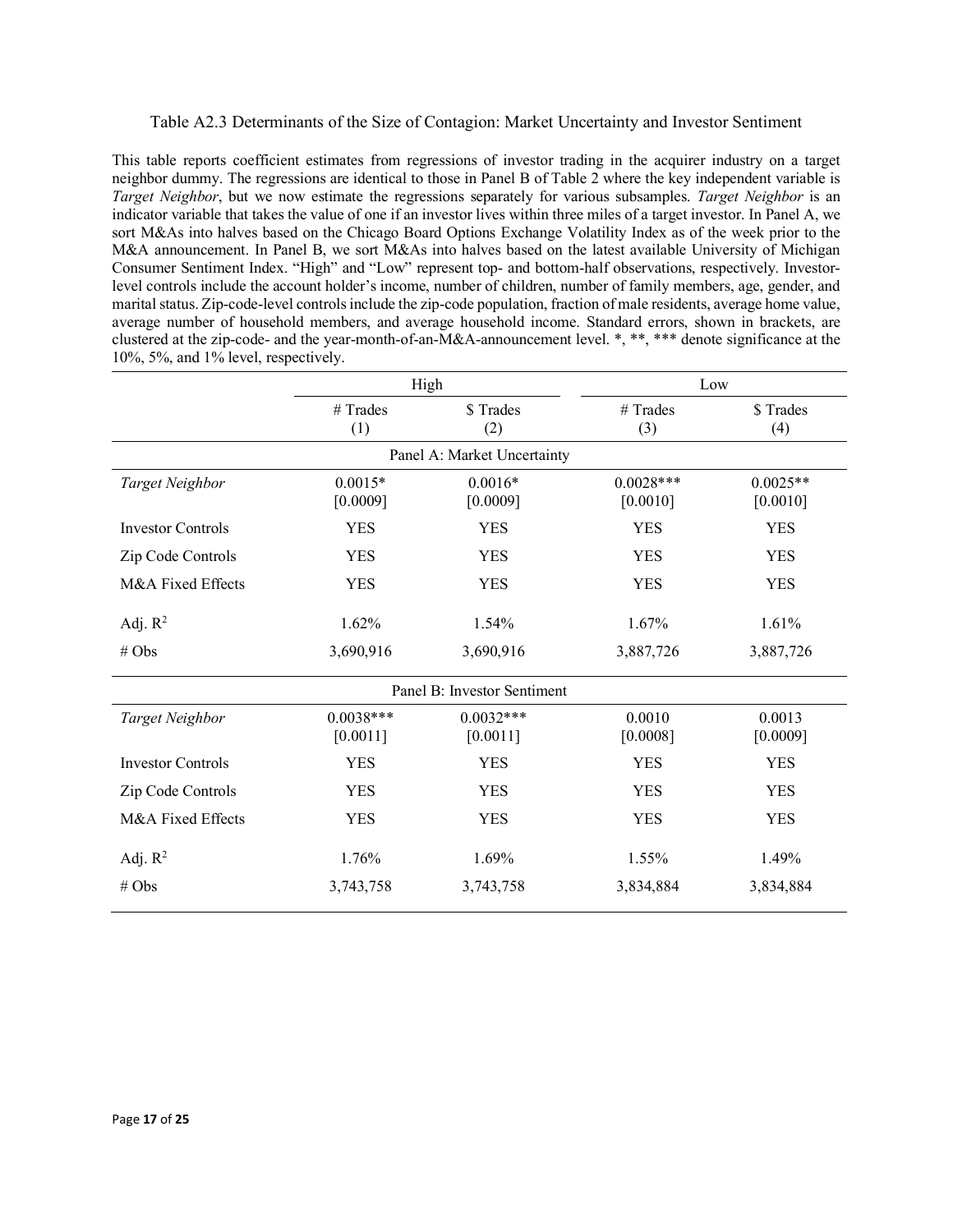Table A2.3 Determinants of the Size of Contagion: Market Uncertainty and Investor Sentiment

This table reports coefficient estimates from regressions of investor trading in the acquirer industry on a target neighbor dummy. The regressions are identical to those in Panel B of Table 2 where the key independent variable is *Target Neighbor*, but we now estimate the regressions separately for various subsamples. *Target Neighbor* is an indicator variable that takes the value of one if an investor lives within three miles of a target investor. In Panel A, we sort M&As into halves based on the Chicago Board Options Exchange Volatility Index as of the week prior to the M&A announcement. In Panel B, we sort M&As into halves based on the latest available University of Michigan Consumer Sentiment Index. "High" and "Low" represent top- and bottom-half observations, respectively. Investor-level controls include the account holder's income, number of children, number of family members, age, gender, and marital status. Zip-code-level controls include the zip-code population, fraction of male residents, average home value, average number of household members, and average household income. Standard errors, shown in brackets, are clustered at the zip-code- and the year-month-of-an-M&A-announcement level. *, **, *** denote significance at the 10%, 5%, and 1% level, respectively.

| | High | | Low | |
|---|---|---|---|---|
| | # Trades<br>(1) | $ Trades<br>(2) | # Trades<br>(3) | $ Trades<br>(4) |
| **Panel A: Market Uncertainty** | | | | |
| *Target Neighbor* | 0.0015*<br>[0.0009] | 0.0016*<br>[0.0009] | 0.0028***<br>[0.0010] | 0.0025**<br>[0.0010] |
| Investor Controls | YES | YES | YES | YES |
| Zip Code Controls | YES | YES | YES | YES |
| M&A Fixed Effects | YES | YES | YES | YES |
| Adj. $R^2$ | 1.62% | 1.54% | 1.67% | 1.61% |
| # Obs | 3,690,916 | 3,690,916 | 3,887,726 | 3,887,726 |
| **Panel B: Investor Sentiment** | | | | |
| *Target Neighbor* | 0.0038***<br>[0.0011] | 0.0032***<br>[0.0011] | 0.0010<br>[0.0008] | 0.0013<br>[0.0009] |
| Investor Controls | YES | YES | YES | YES |
| Zip Code Controls | YES | YES | YES | YES |
| M&A Fixed Effects | YES | YES | YES | YES |
| Adj. $R^2$ | 1.76% | 1.69% | 1.55% | 1.49% |
| # Obs | 3,743,758 | 3,743,758 | 3,834,884 | 3,834,884 |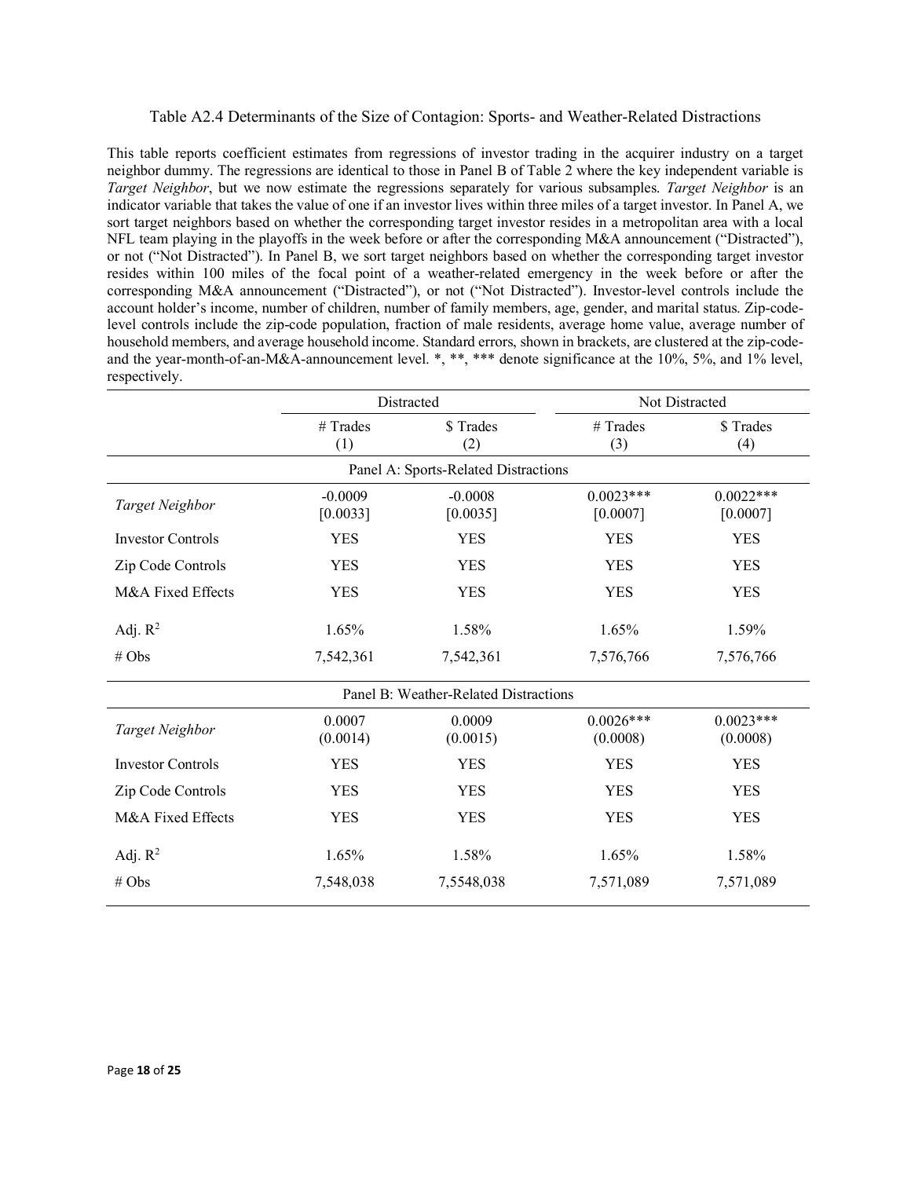Table A2.4 Determinants of the Size of Contagion: Sports- and Weather-Related Distractions

This table reports coefficient estimates from regressions of investor trading in the acquirer industry on a target neighbor dummy. The regressions are identical to those in Panel B of Table 2 where the key independent variable is *Target Neighbor*, but we now estimate the regressions separately for various subsamples. *Target Neighbor* is an indicator variable that takes the value of one if an investor lives within three miles of a target investor. In Panel A, we sort target neighbors based on whether the corresponding target investor resides in a metropolitan area with a local NFL team playing in the playoffs in the week before or after the corresponding M&A announcement ("Distracted"), or not ("Not Distracted"). In Panel B, we sort target neighbors based on whether the corresponding target investor resides within 100 miles of the focal point of a weather-related emergency in the week before or after the corresponding M&A announcement ("Distracted"), or not ("Not Distracted"). Investor-level controls include the account holder's income, number of children, number of family members, age, gender, and marital status. Zip-code-level controls include the zip-code population, fraction of male residents, average home value, average number of household members, and average household income. Standard errors, shown in brackets, are clustered at the zip-code- and the year-month-of-an-M&A-announcement level. *, **, *** denote significance at the 10%, 5%, and 1% level, respectively.

| | Distracted | | Not Distracted | |
|---|---|---|---|---|
| | # Trades (1) | $ Trades (2) | # Trades (3) | $ Trades (4) |
| **Panel A: Sports-Related Distractions** | | | | |
| *Target Neighbor* | -0.0009 [0.0033] | -0.0008 [0.0035] | 0.0023*** [0.0007] | 0.0022*** [0.0007] |
| Investor Controls | YES | YES | YES | YES |
| Zip Code Controls | YES | YES | YES | YES |
| M&A Fixed Effects | YES | YES | YES | YES |
| Adj. $R^2$ | 1.65% | 1.58% | 1.65% | 1.59% |
| # Obs | 7,542,361 | 7,542,361 | 7,576,766 | 7,576,766 |
| **Panel B: Weather-Related Distractions** | | | | |
| *Target Neighbor* | 0.0007 (0.0014) | 0.0009 (0.0015) | 0.0026*** (0.0008) | 0.0023*** (0.0008) |
| Investor Controls | YES | YES | YES | YES |
| Zip Code Controls | YES | YES | YES | YES |
| M&A Fixed Effects | YES | YES | YES | YES |
| Adj. $R^2$ | 1.65% | 1.58% | 1.65% | 1.58% |
| # Obs | 7,548,038 | 7,5548,038 | 7,571,089 | 7,571,089 |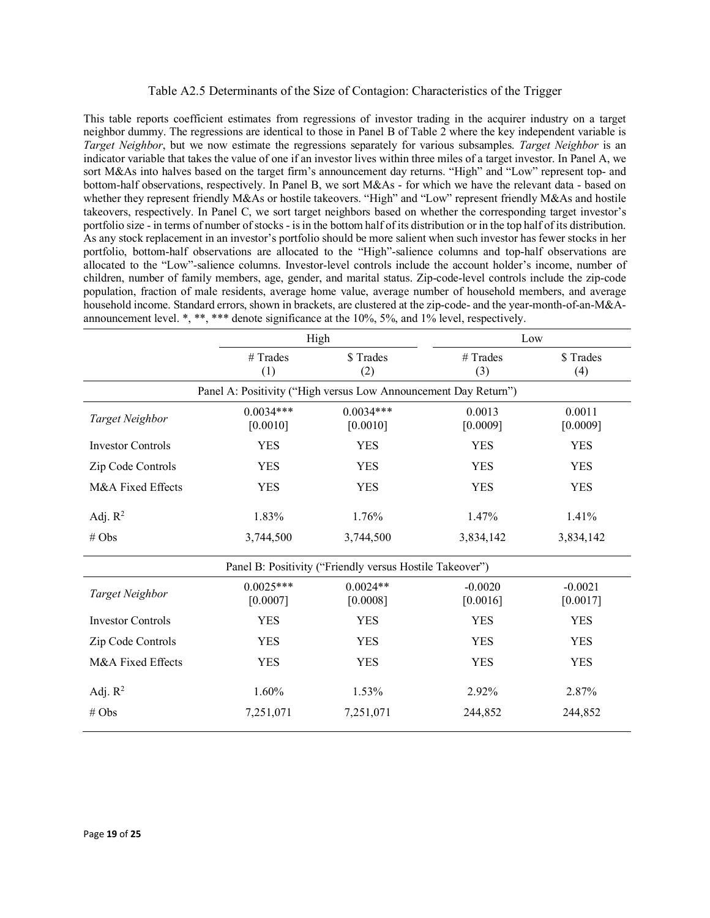### Table A2.5 Determinants of the Size of Contagion: Characteristics of the Trigger

This table reports coefficient estimates from regressions of investor trading in the acquirer industry on a target neighbor dummy. The regressions are identical to those in Panel B of Table 2 where the key independent variable is *Target Neighbor*, but we now estimate the regressions separately for various subsamples. *Target Neighbor* is an indicator variable that takes the value of one if an investor lives within three miles of a target investor. In Panel A, we sort M&As into halves based on the target firm's announcement day returns. "High" and "Low" represent top- and bottom-half observations, respectively. In Panel B, we sort M&As - for which we have the relevant data - based on whether they represent friendly M&As or hostile takeovers. "High" and "Low" represent friendly M&As and hostile takeovers, respectively. In Panel C, we sort target neighbors based on whether the corresponding target investor's portfolio size - in terms of number of stocks - is in the bottom half of its distribution or in the top half of its distribution. As any stock replacement in an investor's portfolio should be more salient when such investor has fewer stocks in her portfolio, bottom-half observations are allocated to the "High"-salience columns and top-half observations are allocated to the "Low"-salience columns. Investor-level controls include the account holder's income, number of children, number of family members, age, gender, and marital status. Zip-code-level controls include the zip-code population, fraction of male residents, average home value, average number of household members, and average household income. Standard errors, shown in brackets, are clustered at the zip-code- and the year-month-of-an-M&A-announcement level. *, **, *** denote significance at the 10%, 5%, and 1% level, respectively.

| | High | | Low | |
|---|---|---|---|---|
| | # Trades (1) | $ Trades (2) | # Trades (3) | $ Trades (4) |
| **Panel A: Positivity ("High versus Low Announcement Day Return")** | | | | |
| *Target Neighbor* | 0.0034*** | 0.0034*** | 0.0013 | 0.0011 |
| | [0.0010] | [0.0010] | [0.0009] | [0.0009] |
| Investor Controls | YES | YES | YES | YES |
| Zip Code Controls | YES | YES | YES | YES |
| M&A Fixed Effects | YES | YES | YES | YES |
| Adj. $R^2$ | 1.83% | 1.76% | 1.47% | 1.41% |
| # Obs | 3,744,500 | 3,744,500 | 3,834,142 | 3,834,142 |
| **Panel B: Positivity ("Friendly versus Hostile Takeover")** | | | | |
| *Target Neighbor* | 0.0025*** | 0.0024** | -0.0020 | -0.0021 |
| | [0.0007] | [0.0008] | [0.0016] | [0.0017] |
| Investor Controls | YES | YES | YES | YES |
| Zip Code Controls | YES | YES | YES | YES |
| M&A Fixed Effects | YES | YES | YES | YES |
| Adj. $R^2$ | 1.60% | 1.53% | 2.92% | 2.87% |
| # Obs | 7,251,071 | 7,251,071 | 244,852 | 244,852 |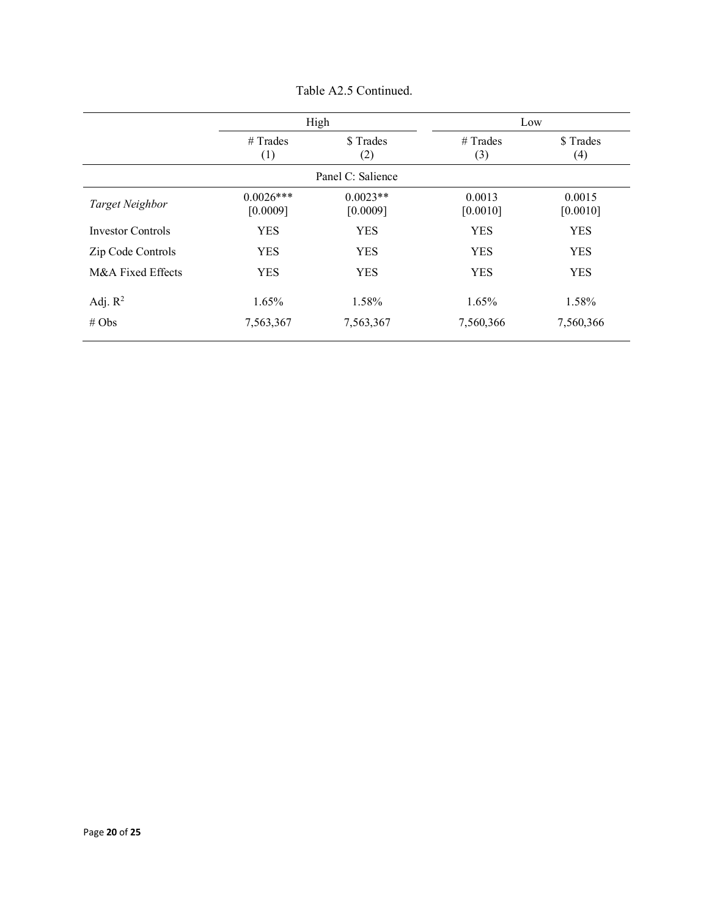Table A2.5 Continued.

| | High | | Low | |
|---|---|---|---|---|
| | # Trades (1) | $ Trades (2) | # Trades (3) | $ Trades (4) |
| Panel C: Salience | | | | |
| *Target Neighbor* | 0.0026*** [0.0009] | 0.0023** [0.0009] | 0.0013 [0.0010] | 0.0015 [0.0010] |
| Investor Controls | YES | YES | YES | YES |
| Zip Code Controls | YES | YES | YES | YES |
| M&A Fixed Effects | YES | YES | YES | YES |
| Adj. $R^2$ | 1.65% | 1.58% | 1.65% | 1.58% |
| # Obs | 7,563,367 | 7,563,367 | 7,560,366 | 7,560,366 |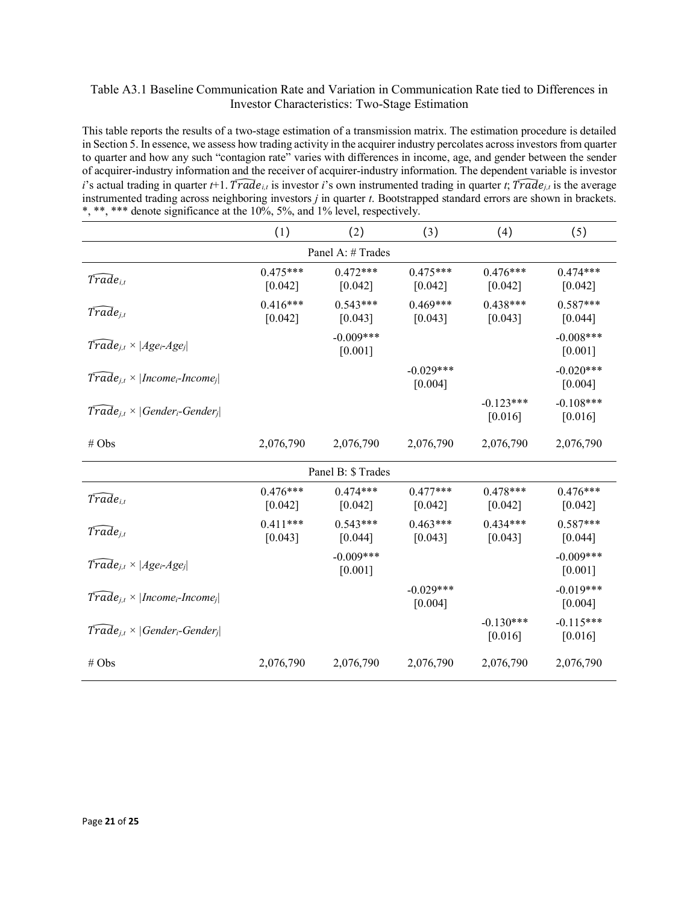Table A3.1 Baseline Communication Rate and Variation in Communication Rate tied to Differences in Investor Characteristics: Two-Stage Estimation

This table reports the results of a two-stage estimation of a transmission matrix. The estimation procedure is detailed in Section 5. In essence, we assess how trading activity in the acquirer industry percolates across investors from quarter to quarter and how any such "contagion rate" varies with differences in income, age, and gender between the sender of acquirer-industry information and the receiver of acquirer-industry information. The dependent variable is investor $i$'s actual trading in quarter $t$+1. $\widehat{Trade}_{i,t}$ is investor $i$'s own instrumented trading in quarter $t$; $\widehat{Trade}_{j,t}$ is the average instrumented trading across neighboring investors $j$ in quarter $t$. Bootstrapped standard errors are shown in brackets. *, **, *** denote significance at the 10%, 5%, and 1% level, respectively.

| | (1) | (2) | (3) | (4) | (5) |
|---|---|---|---|---|---|
| **Panel A: # Trades** | | | | | |
| $\widehat{Trade}_{i,t}$ | 0.475*** | 0.472*** | 0.475*** | 0.476*** | 0.474*** |
| | [0.042] | [0.042] | [0.042] | [0.042] | [0.042] |
| $\widehat{Trade}_{j,t}$ | 0.416*** | 0.543*** | 0.469*** | 0.438*** | 0.587*** |
| | [0.042] | [0.043] | [0.043] | [0.043] | [0.044] |
| $\widehat{Trade}_{j,t} \times \lvert Age_i\text{-}Age_j \rvert$ | | -0.009*** | | | -0.008*** |
| | | [0.001] | | | [0.001] |
| $\widehat{Trade}_{j,t} \times \lvert Income_i\text{-}Income_j \rvert$ | | | -0.029*** | | -0.020*** |
| | | | [0.004] | | [0.004] |
| $\widehat{Trade}_{j,t} \times \lvert Gender_i\text{-}Gender_j \rvert$ | | | | -0.123*** | -0.108*** |
| | | | | [0.016] | [0.016] |
| # Obs | 2,076,790 | 2,076,790 | 2,076,790 | 2,076,790 | 2,076,790 |
| **Panel B: $ Trades** | | | | | |
| $\widehat{Trade}_{i,t}$ | 0.476*** | 0.474*** | 0.477*** | 0.478*** | 0.476*** |
| | [0.042] | [0.042] | [0.042] | [0.042] | [0.042] |
| $\widehat{Trade}_{j,t}$ | 0.411*** | 0.543*** | 0.463*** | 0.434*** | 0.587*** |
| | [0.043] | [0.044] | [0.043] | [0.043] | [0.044] |
| $\widehat{Trade}_{j,t} \times \lvert Age_i\text{-}Age_j \rvert$ | | -0.009*** | | | -0.009*** |
| | | [0.001] | | | [0.001] |
| $\widehat{Trade}_{j,t} \times \lvert Income_i\text{-}Income_j \rvert$ | | | -0.029*** | | -0.019*** |
| | | | [0.004] | | [0.004] |
| $\widehat{Trade}_{j,t} \times \lvert Gender_i\text{-}Gender_j \rvert$ | | | | -0.130*** | -0.115*** |
| | | | | [0.016] | [0.016] |
| # Obs | 2,076,790 | 2,076,790 | 2,076,790 | 2,076,790 | 2,076,790 |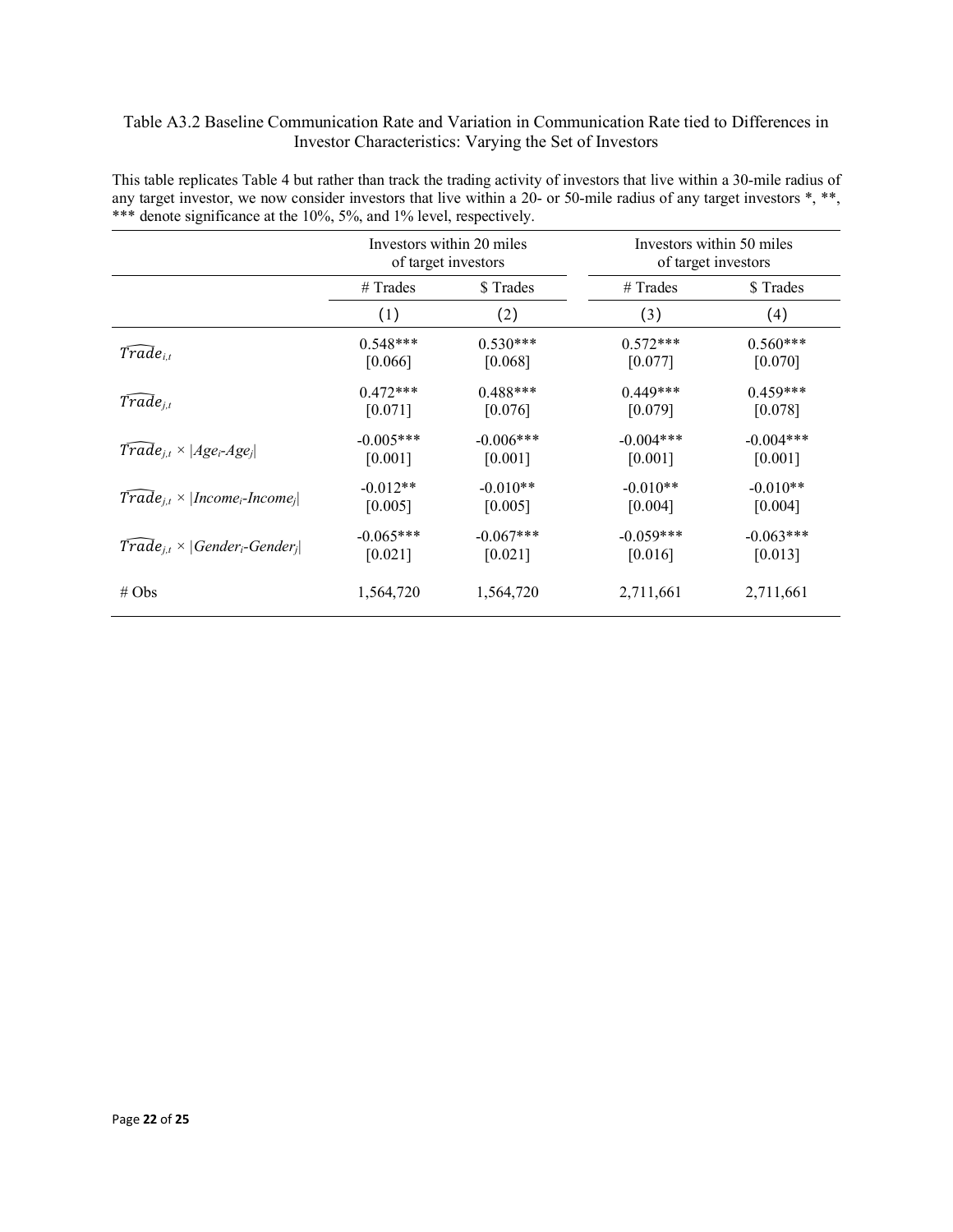Table A3.2 Baseline Communication Rate and Variation in Communication Rate tied to Differences in Investor Characteristics: Varying the Set of Investors

This table replicates Table 4 but rather than track the trading activity of investors that live within a 30-mile radius of any target investor, we now consider investors that live within a 20- or 50-mile radius of any target investors *, **, *** denote significance at the 10%, 5%, and 1% level, respectively.

| | Investors within 20 miles of target investors | | Investors within 50 miles of target investors | |
|---|---|---|---|---|
| | # Trades | $ Trades | # Trades | $ Trades |
| | (1) | (2) | (3) | (4) |
| $\widehat{Trade}_{i,t}$ | 0.548*** | 0.530*** | 0.572*** | 0.560*** |
| | [0.066] | [0.068] | [0.077] | [0.070] |
| $\widehat{Trade}_{j,t}$ | 0.472*** | 0.488*** | 0.449*** | 0.459*** |
| | [0.071] | [0.076] | [0.079] | [0.078] |
| $\widehat{Trade}_{j,t} \times \|Age_i\text{-}Age_j\|$ | -0.005*** | -0.006*** | -0.004*** | -0.004*** |
| | [0.001] | [0.001] | [0.001] | [0.001] |
| $\widehat{Trade}_{j,t} \times \|Income_i\text{-}Income_j\|$ | -0.012** | -0.010** | -0.010** | -0.010** |
| | [0.005] | [0.005] | [0.004] | [0.004] |
| $\widehat{Trade}_{j,t} \times \|Gender_i\text{-}Gender_j\|$ | -0.065*** | -0.067*** | -0.059*** | -0.063*** |
| | [0.021] | [0.021] | [0.016] | [0.013] |
| # Obs | 1,564,720 | 1,564,720 | 2,711,661 | 2,711,661 |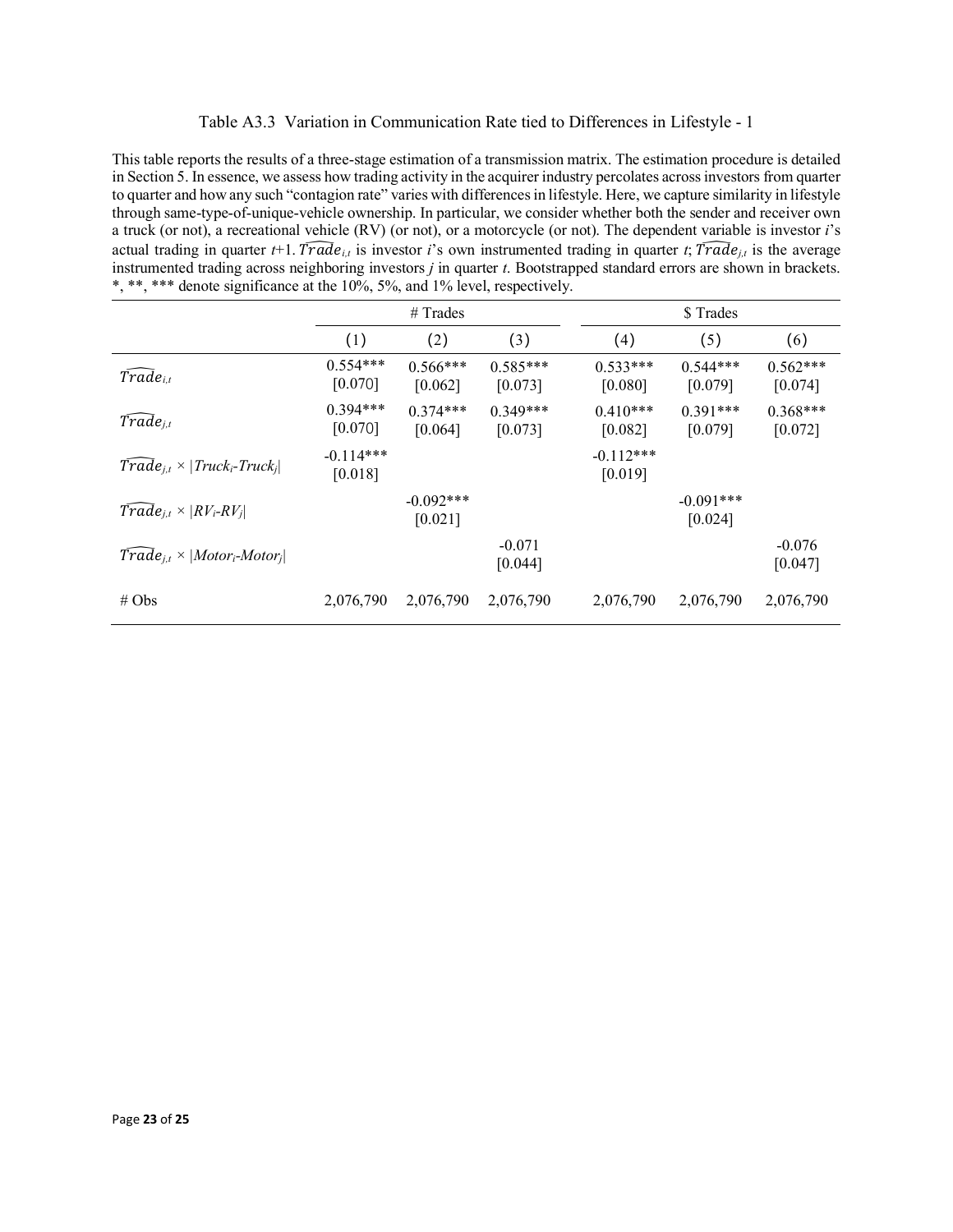Table A3.3 Variation in Communication Rate tied to Differences in Lifestyle - 1

This table reports the results of a three-stage estimation of a transmission matrix. The estimation procedure is detailed in Section 5. In essence, we assess how trading activity in the acquirer industry percolates across investors from quarter to quarter and how any such "contagion rate" varies with differences in lifestyle. Here, we capture similarity in lifestyle through same-type-of-unique-vehicle ownership. In particular, we consider whether both the sender and receiver own a truck (or not), a recreational vehicle (RV) (or not), or a motorcycle (or not). The dependent variable is investor *i*'s actual trading in quarter *t*+1. $\widehat{Trade}_{i,t}$ is investor *i*'s own instrumented trading in quarter *t*; $\widehat{Trade}_{j,t}$ is the average instrumented trading across neighboring investors *j* in quarter *t*. Bootstrapped standard errors are shown in brackets. *, **, *** denote significance at the 10%, 5%, and 1% level, respectively.

| | # Trades | | | $ Trades | | |
|---|---|---|---|---|---|---|
| | (1) | (2) | (3) | (4) | (5) | (6) |
| $\widehat{Trade}_{i,t}$ | 0.554***<br>[0.070] | 0.566***<br>[0.062] | 0.585***<br>[0.073] | 0.533***<br>[0.080] | 0.544***<br>[0.079] | 0.562***<br>[0.074] |
| $\widehat{Trade}_{j,t}$ | 0.394***<br>[0.070] | 0.374***<br>[0.064] | 0.349***<br>[0.073] | 0.410***<br>[0.082] | 0.391***<br>[0.079] | 0.368***<br>[0.072] |
| $\widehat{Trade}_{j,t} \times \lvert Truck_i - Truck_j \rvert$ | -0.114***<br>[0.018] | | | -0.112***<br>[0.019] | | |
| $\widehat{Trade}_{j,t} \times \lvert RV_i - RV_j \rvert$ | | -0.092***<br>[0.021] | | | -0.091***<br>[0.024] | |
| $\widehat{Trade}_{j,t} \times \lvert Motor_i - Motor_j \rvert$ | | | -0.071<br>[0.044] | | | -0.076<br>[0.047] |
| # Obs | 2,076,790 | 2,076,790 | 2,076,790 | 2,076,790 | 2,076,790 | 2,076,790 |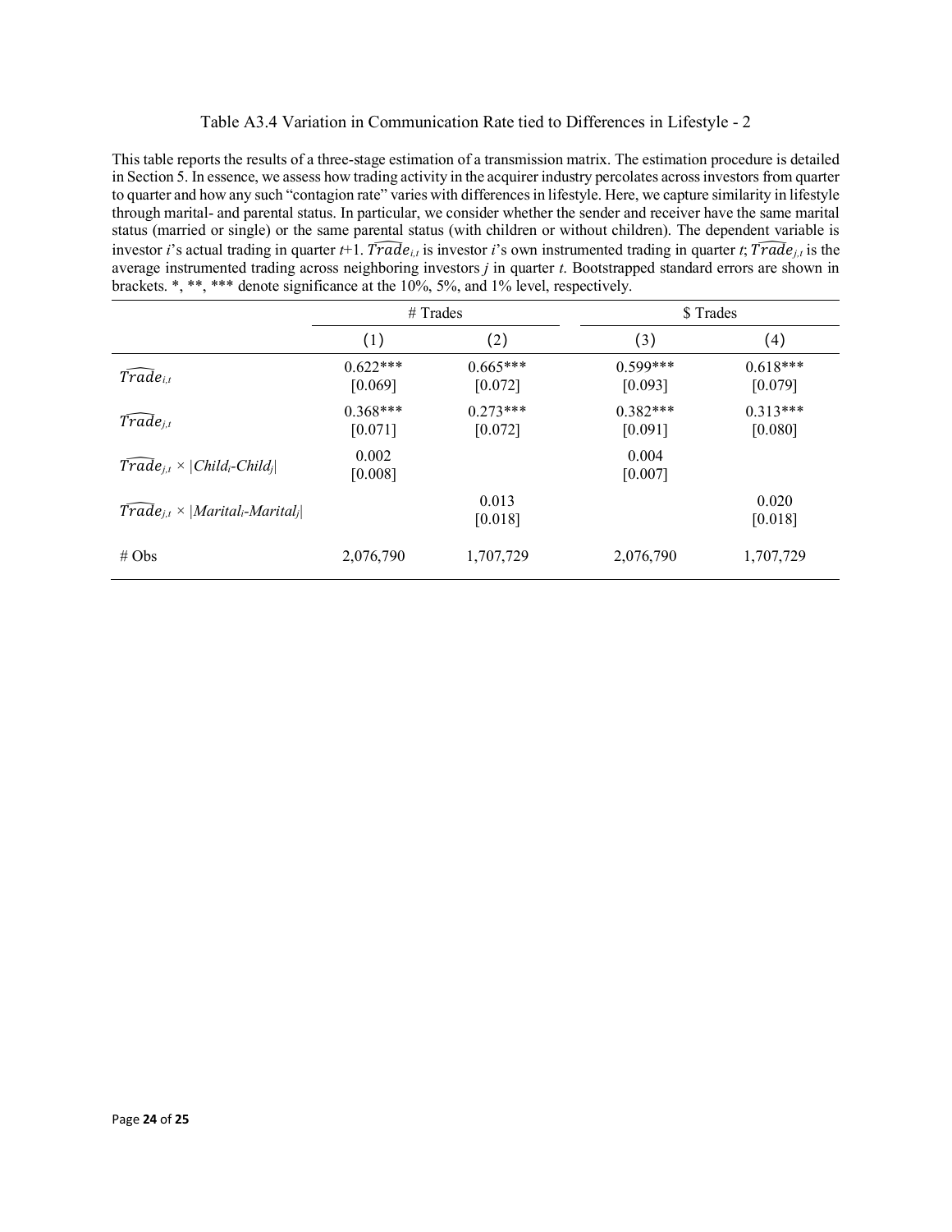Table A3.4 Variation in Communication Rate tied to Differences in Lifestyle - 2

This table reports the results of a three-stage estimation of a transmission matrix. The estimation procedure is detailed in Section 5. In essence, we assess how trading activity in the acquirer industry percolates across investors from quarter to quarter and how any such "contagion rate" varies with differences in lifestyle. Here, we capture similarity in lifestyle through marital- and parental status. In particular, we consider whether the sender and receiver have the same marital status (married or single) or the same parental status (with children or without children). The dependent variable is investor *i*'s actual trading in quarter *t*+1. $\widehat{Trade}_{i,t}$ is investor *i*'s own instrumented trading in quarter *t*; $\widehat{Trade}_{j,t}$ is the average instrumented trading across neighboring investors *j* in quarter *t*. Bootstrapped standard errors are shown in brackets. *, **, *** denote significance at the 10%, 5%, and 1% level, respectively.

| | # Trades | | $ Trades | |
|---|---|---|---|---|
| | (1) | (2) | (3) | (4) |
| $\widehat{Trade}_{i,t}$ | 0.622*** | 0.665*** | 0.599*** | 0.618*** |
| | [0.069] | [0.072] | [0.093] | [0.079] |
| $\widehat{Trade}_{j,t}$ | 0.368*** | 0.273*** | 0.382*** | 0.313*** |
| | [0.071] | [0.072] | [0.091] | [0.080] |
| $\widehat{Trade}_{j,t} \times \lvert Child_i\text{-}Child_j \rvert$ | 0.002 | | 0.004 | |
| | [0.008] | | [0.007] | |
| $\widehat{Trade}_{j,t} \times \lvert Marital_i\text{-}Marital_j \rvert$ | | 0.013 | | 0.020 |
| | | [0.018] | | [0.018] |
| # Obs | 2,076,790 | 1,707,729 | 2,076,790 | 1,707,729 |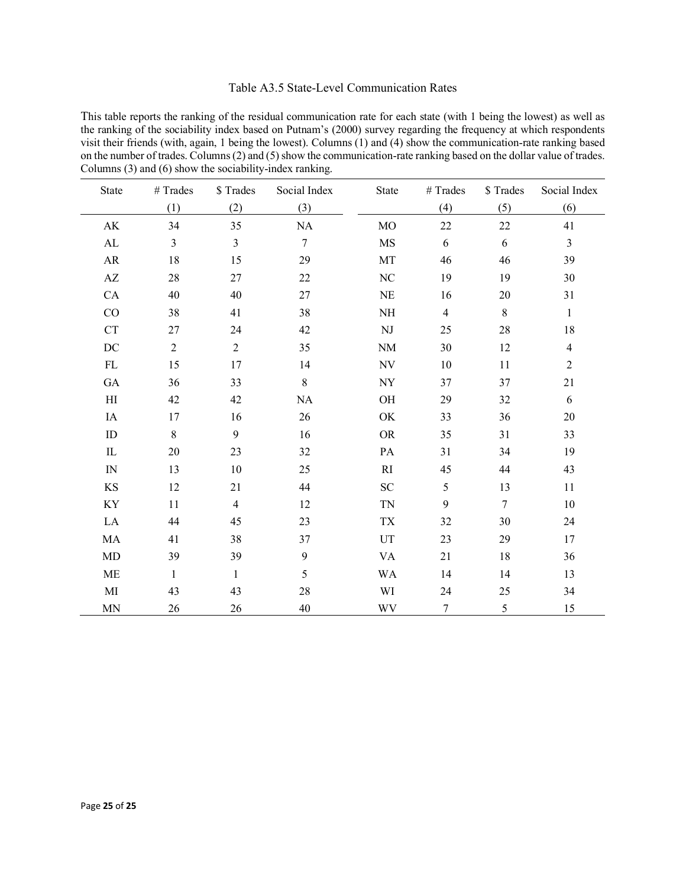Table A3.5 State-Level Communication Rates

This table reports the ranking of the residual communication rate for each state (with 1 being the lowest) as well as the ranking of the sociability index based on Putnam's (2000) survey regarding the frequency at which respondents visit their friends (with, again, 1 being the lowest). Columns (1) and (4) show the communication-rate ranking based on the number of trades. Columns (2) and (5) show the communication-rate ranking based on the dollar value of trades. Columns (3) and (6) show the sociability-index ranking.

| State | # Trades | $ Trades | Social Index | State | # Trades | $ Trades | Social Index |
|---|---|---|---|---|---|---|---|
| | (1) | (2) | (3) | | (4) | (5) | (6) |
| AK | 34 | 35 | NA | MO | 22 | 22 | 41 |
| AL | 3 | 3 | 7 | MS | 6 | 6 | 3 |
| AR | 18 | 15 | 29 | MT | 46 | 46 | 39 |
| AZ | 28 | 27 | 22 | NC | 19 | 19 | 30 |
| CA | 40 | 40 | 27 | NE | 16 | 20 | 31 |
| CO | 38 | 41 | 38 | NH | 4 | 8 | 1 |
| CT | 27 | 24 | 42 | NJ | 25 | 28 | 18 |
| DC | 2 | 2 | 35 | NM | 30 | 12 | 4 |
| FL | 15 | 17 | 14 | NV | 10 | 11 | 2 |
| GA | 36 | 33 | 8 | NY | 37 | 37 | 21 |
| HI | 42 | 42 | NA | OH | 29 | 32 | 6 |
| IA | 17 | 16 | 26 | OK | 33 | 36 | 20 |
| ID | 8 | 9 | 16 | OR | 35 | 31 | 33 |
| IL | 20 | 23 | 32 | PA | 31 | 34 | 19 |
| IN | 13 | 10 | 25 | RI | 45 | 44 | 43 |
| KS | 12 | 21 | 44 | SC | 5 | 13 | 11 |
| KY | 11 | 4 | 12 | TN | 9 | 7 | 10 |
| LA | 44 | 45 | 23 | TX | 32 | 30 | 24 |
| MA | 41 | 38 | 37 | UT | 23 | 29 | 17 |
| MD | 39 | 39 | 9 | VA | 21 | 18 | 36 |
| ME | 1 | 1 | 5 | WA | 14 | 14 | 13 |
| MI | 43 | 43 | 28 | WI | 24 | 25 | 34 |
| MN | 26 | 26 | 40 | WV | 7 | 5 | 15 |